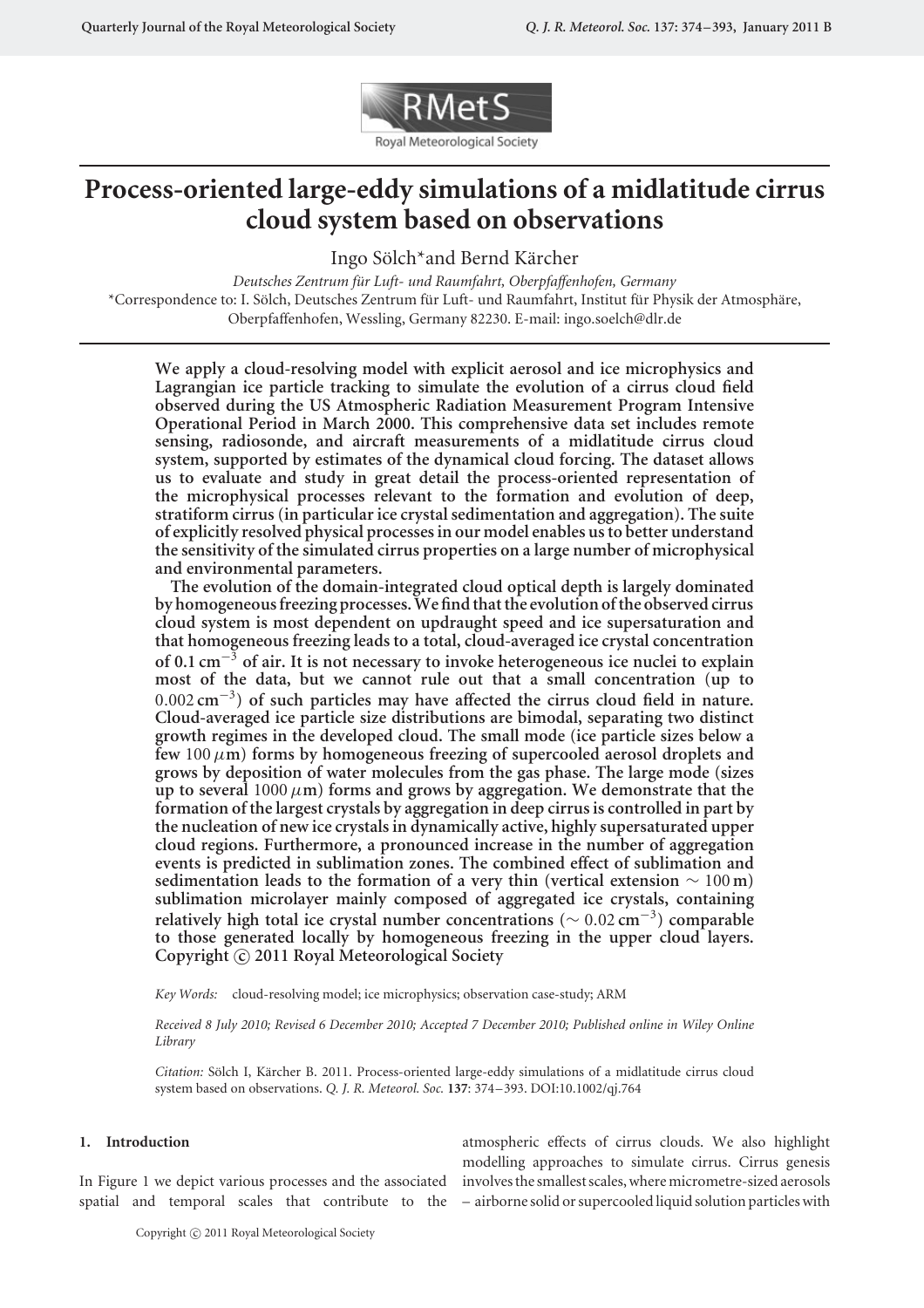# Process-oriented large-eddy simulations of a midlatitude cirrus cloud system based on observations

Ingo Sölch* and Bernd Kärcher

*Deutsches Zentrum für Luft- und Raumfahrt, Oberpfaffenhofen, Germany*

*Correspondence to: I. Sölch, Deutsches Zentrum für Luft- und Raumfahrt, Institut für Physik der Atmosphäre, Oberpfaffenhofen, Wessling, Germany 82230. E-mail: ingo.soelch@dlr.de

**We apply a cloud-resolving model with explicit aerosol and ice microphysics and Lagrangian ice particle tracking to simulate the evolution of a cirrus cloud field observed during the US Atmospheric Radiation Measurement Program Intensive Operational Period in March 2000. This comprehensive data set includes remote sensing, radiosonde, and aircraft measurements of a midlatitude cirrus cloud system, supported by estimates of the dynamical cloud forcing. The dataset allows us to evaluate and study in great detail the process-oriented representation of the microphysical processes relevant to the formation and evolution of deep, stratiform cirrus (in particular ice crystal sedimentation and aggregation). The suite of explicitly resolved physical processes in our model enables us to better understand the sensitivity of the simulated cirrus properties on a large number of microphysical and environmental parameters.**

**The evolution of the domain-integrated cloud optical depth is largely dominated by homogeneous freezing processes. We find that the evolution of the observed cirrus cloud system is most dependent on updraught speed and ice supersaturation and that homogeneous freezing leads to a total, cloud-averaged ice crystal concentration of 0.1 $cm^{-3}$ of air. It is not necessary to invoke heterogeneous ice nuclei to explain most of the data, but we cannot rule out that a small concentration (up to $0.002\,cm^{-3}$) of such particles may have affected the cirrus cloud field in nature. Cloud-averaged ice particle size distributions are bimodal, separating two distinct growth regimes in the developed cloud. The small mode (ice particle sizes below a few $100\,\mu m$) forms by homogeneous freezing of supercooled aerosol droplets and grows by deposition of water molecules from the gas phase. The large mode (sizes up to several $1000\,\mu m$) forms and grows by aggregation. We demonstrate that the formation of the largest crystals by aggregation in deep cirrus is controlled in part by the nucleation of new ice crystals in dynamically active, highly supersaturated upper cloud regions. Furthermore, a pronounced increase in the number of aggregation events is predicted in sublimation zones. The combined effect of sublimation and sedimentation leads to the formation of a very thin (vertical extension $\sim 100\,m$) sublimation microlayer mainly composed of aggregated ice crystals, containing relatively high total ice crystal number concentrations ($\sim 0.02\,cm^{-3}$) comparable to those generated locally by homogeneous freezing in the upper cloud layers. Copyright © 2011 Royal Meteorological Society**

*Key Words:* cloud-resolving model; ice microphysics; observation case-study; ARM

*Received 8 July 2010; Revised 6 December 2010; Accepted 7 December 2010; Published online in Wiley Online Library*

*Citation:* Sölch I, Kärcher B. 2011. Process-oriented large-eddy simulations of a midlatitude cirrus cloud system based on observations. *Q. J. R. Meteorol. Soc.* **137**: 374–393. DOI:10.1002/qj.764

## 1. Introduction

In Figure 1 we depict various processes and the associated spatial and temporal scales that contribute to the atmospheric effects of cirrus clouds. We also highlight modelling approaches to simulate cirrus. Cirrus genesis involves the smallest scales, where micrometre-sized aerosols – airborne solid or supercooled liquid solution particles with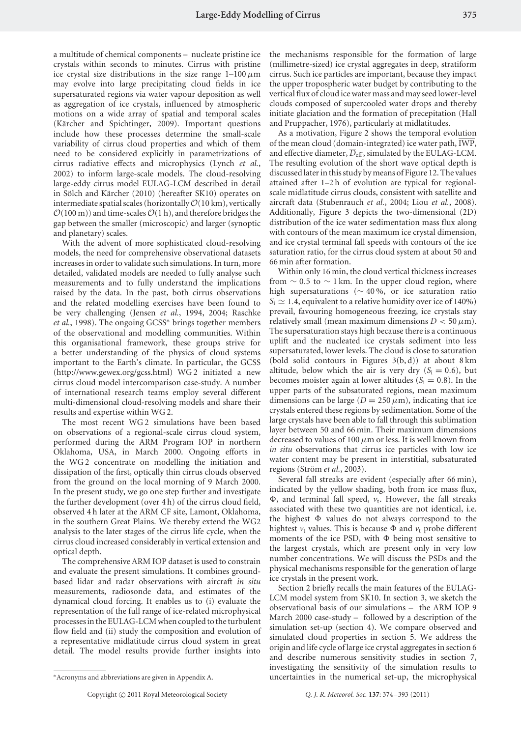a multitude of chemical components – nucleate pristine ice crystals within seconds to minutes. Cirrus with pristine ice crystal size distributions in the size range 1–100 $\mu$m may evolve into large precipitating cloud fields in ice supersaturated regions via water vapour deposition as well as aggregation of ice crystals, influenced by atmospheric motions on a wide array of spatial and temporal scales (Kärcher and Spichtinger, 2009). Important questions include how these processes determine the small-scale variability of cirrus cloud properties and which of them need to be considered explicitly in parametrizations of cirrus radiative effects and microphysics (Lynch *et al.*, 2002) to inform large-scale models. The cloud-resolving large-eddy cirrus model EULAG-LCM described in detail in Sölch and Kärcher (2010) (hereafter SK10) operates on intermediate spatial scales (horizontally $\mathcal{O}(10\,\text{km})$, vertically $\mathcal{O}(100\,\text{m})$) and time-scales $\mathcal{O}(1\,\text{h})$, and therefore bridges the gap between the smaller (microscopic) and larger (synoptic and planetary) scales.

With the advent of more sophisticated cloud-resolving models, the need for comprehensive observational datasets increases in order to validate such simulations. In turn, more detailed, validated models are needed to fully analyse such measurements and to fully understand the implications raised by the data. In the past, both cirrus observations and the related modelling exercises have been found to be very challenging (Jensen *et al.*, 1994, 2004; Raschke *et al.*, 1998). The ongoing GCSS* brings together members of the observational and modelling communities. Within this organisational framework, these groups strive for a better understanding of the physics of cloud systems important to the Earth's climate. In particular, the GCSS (http://www.gewex.org/gcss.html) WG 2 initiated a new cirrus cloud model intercomparison case-study. A number of international research teams employ several different multi-dimensional cloud-resolving models and share their results and expertise within WG 2.

The most recent WG 2 simulations have been based on observations of a regional-scale cirrus cloud system, performed during the ARM Program IOP in northern Oklahoma, USA, in March 2000. Ongoing efforts in the WG 2 concentrate on modelling the initiation and dissipation of the first, optically thin cirrus clouds observed from the ground on the local morning of 9 March 2000. In the present study, we go one step further and investigate the further development (over 4 h) of the cirrus cloud field, observed 4 h later at the ARM CF site, Lamont, Oklahoma, in the southern Great Plains. We thereby extend the WG2 analysis to the later stages of the cirrus life cycle, when the cirrus cloud increased considerably in vertical extension and optical depth.

The comprehensive ARM IOP dataset is used to constrain and evaluate the present simulations. It combines ground-based lidar and radar observations with aircraft *in situ* measurements, radiosonde data, and estimates of the dynamical cloud forcing. It enables us to (i) evaluate the representation of the full range of ice-related microphysical processes in the EULAG-LCM when coupled to the turbulent flow field and (ii) study the composition and evolution of a representative midlatitude cirrus cloud system in great detail. The model results provide further insights into the mechanisms responsible for the formation of large (millimetre-sized) ice crystal aggregates in deep, stratiform cirrus. Such ice particles are important, because they impact the upper tropospheric water budget by contributing to the vertical flux of cloud ice water mass and may seed lower-level clouds composed of supercooled water drops and thereby initiate glaciation and the formation of precepitation (Hall and Pruppacher, 1976), particularly at midlatitudes.

As a motivation, Figure 2 shows the temporal evolution of the mean cloud (domain-integrated) ice water path, $\overline{\text{IWP}}$, and effective diameter, $\overline{D}_{\text{eff}}$, simulated by the EULAG-LCM. The resulting evolution of the short wave optical depth is discussed later in this study by means of Figure 12. The values attained after 1–2 h of evolution are typical for regional-scale midlatitude cirrus clouds, consistent with satellite and aircraft data (Stubenrauch *et al.*, 2004; Liou *et al.*, 2008). Additionally, Figure 3 depicts the two-dimensional (2D) distribution of the ice water sedimentation mass flux along with contours of the mean maximum ice crystal dimension, and ice crystal terminal fall speeds with contours of the ice saturation ratio, for the cirrus cloud system at about 50 and 66 min after formation.

Within only 16 min, the cloud vertical thickness increases from $\sim 0.5$ to $\sim 1$ km. In the upper cloud region, where high supersaturations ($\sim 40\,\%$, or ice saturation ratio $S_\text{i} \simeq 1.4$, equivalent to a relative humidity over ice of 140%) prevail, favouring homogeneous freezing, ice crystals stay relatively small (mean maximum dimensions $D < 50\,\mu$m). The supersaturation stays high because there is a continuous uplift and the nucleated ice crystals sediment into less supersaturated, lower levels. The cloud is close to saturation (bold solid contours in Figures 3(b, d)) at about 8 km altitude, below which the air is very dry ($S_\text{i} = 0.6$), but becomes moister again at lower altitudes ($S_\text{i} = 0.8$). In the upper parts of the subsaturated regions, mean maximum dimensions can be large ($D = 250\,\mu$m), indicating that ice crystals entered these regions by sedimentation. Some of the large crystals have been able to fall through this sublimation layer between 50 and 66 min. Their maximum dimensions decreased to values of 100 $\mu$m or less. It is well known from *in situ* observations that cirrus ice particles with low ice water content may be present in interstitial, subsaturated regions (Ström *et al.*, 2003).

Several fall streaks are evident (especially after 66 min), indicated by the yellow shading, both from ice mass flux, $\Phi$, and terminal fall speed, $v_\text{t}$. However, the fall streaks associated with these two quantities are not identical, i.e. the highest $\Phi$ values do not always correspond to the hightest $v_\text{t}$ values. This is because $\Phi$ and $v_\text{t}$ probe different moments of the ice PSD, with $\Phi$ being most sensitive to the largest crystals, which are present only in very low number concentrations. We will discuss the PSDs and the physical mechanisms responsible for the generation of large ice crystals in the present work.

Section 2 briefly recalls the main features of the EULAG-LCM model system from SK10. In section 3, we sketch the observational basis of our simulations – the ARM IOP 9 March 2000 case-study – followed by a description of the simulation set-up (section 4). We compare observed and simulated cloud properties in section 5. We address the origin and life cycle of large ice crystal aggregates in section 6 and describe numerous sensitivity studies in section 7, investigating the sensitivity of the simulation results to uncertainties in the numerical set-up, the microphysical

*Acronyms and abbreviations are given in Appendix A.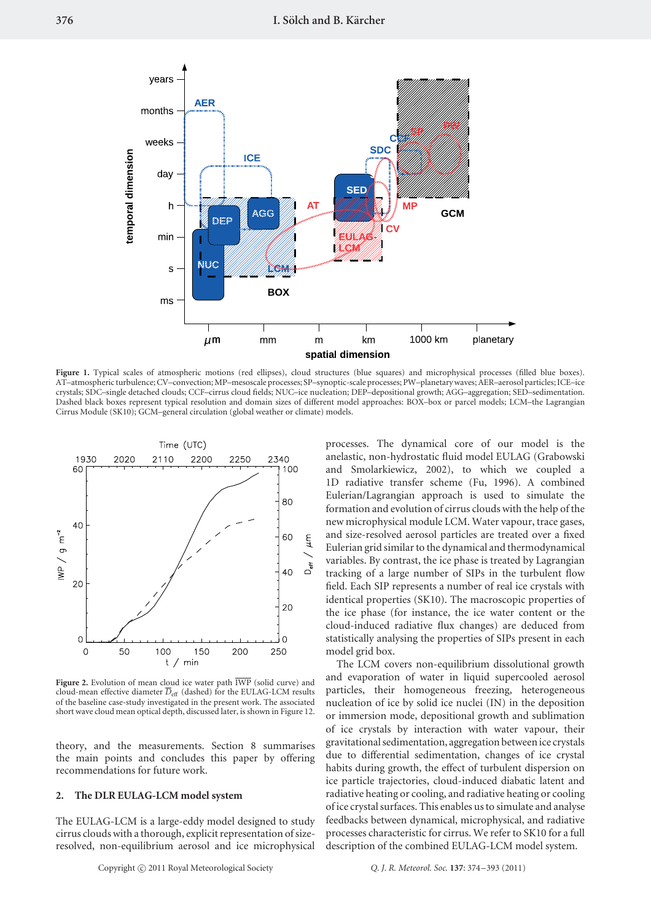**Figure 1.** Typical scales of atmospheric motions (red ellipses), cloud structures (blue squares) and microphysical processes (filled blue boxes). AT–atmospheric turbulence; CV–convection; MP–mesoscale processes; SP–synoptic-scale processes; PW–planetary waves; AER–aerosol particles; ICE–ice crystals; SDC–single detached clouds; CCF–cirrus cloud fields; NUC–ice nucleation; DEP–depositional growth; AGG–aggregation; SED–sedimentation. Dashed black boxes represent typical resolution and domain sizes of different model approaches: BOX–box or parcel models; LCM–the Lagrangian Cirrus Module (SK10); GCM–general circulation (global weather or climate) models.

**Figure 2.** Evolution of mean cloud ice water path $\overline{\mathrm{IWP}}$ (solid curve) and cloud-mean effective diameter $\overline{D}_{\mathrm{eff}}$ (dashed) for the EULAG-LCM results of the baseline case-study investigated in the present work. The associated short wave cloud mean optical depth, discussed later, is shown in Figure 12.

theory, and the measurements. Section 8 summarises the main points and concludes this paper by offering recommendations for future work.

## 2. The DLR EULAG-LCM model system

The EULAG-LCM is a large-eddy model designed to study cirrus clouds with a thorough, explicit representation of size-resolved, non-equilibrium aerosol and ice microphysical processes. The dynamical core of our model is the anelastic, non-hydrostatic fluid model EULAG (Grabowski and Smolarkiewicz, 2002), to which we coupled a 1D radiative transfer scheme (Fu, 1996). A combined Eulerian/Lagrangian approach is used to simulate the formation and evolution of cirrus clouds with the help of the new microphysical module LCM. Water vapour, trace gases, and size-resolved aerosol particles are treated over a fixed Eulerian grid similar to the dynamical and thermodynamical variables. By contrast, the ice phase is treated by Lagrangian tracking of a large number of SIPs in the turbulent flow field. Each SIP represents a number of real ice crystals with identical properties (SK10). The macroscopic properties of the ice phase (for instance, the ice water content or the cloud-induced radiative flux changes) are deduced from statistically analysing the properties of SIPs present in each model grid box.

The LCM covers non-equilibrium dissolutional growth and evaporation of water in liquid supercooled aerosol particles, their homogeneous freezing, heterogeneous nucleation of ice by solid ice nuclei (IN) in the deposition or immersion mode, depositional growth and sublimation of ice crystals by interaction with water vapour, their gravitational sedimentation, aggregation between ice crystals due to differential sedimentation, changes of ice crystal habits during growth, the effect of turbulent dispersion on ice particle trajectories, cloud-induced diabatic latent and radiative heating or cooling, and radiative heating or cooling of ice crystal surfaces. This enables us to simulate and analyse feedbacks between dynamical, microphysical, and radiative processes characteristic for cirrus. We refer to SK10 for a full description of the combined EULAG-LCM model system.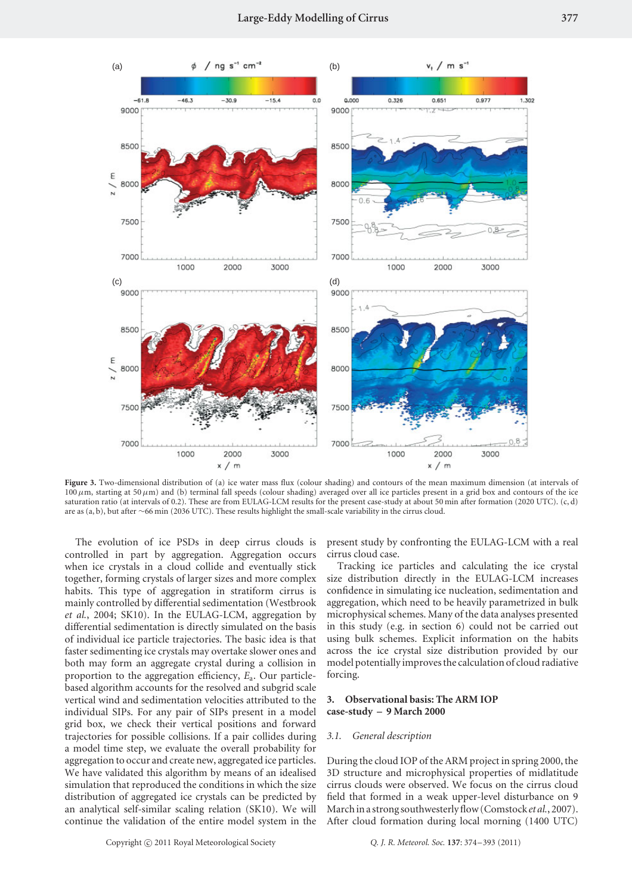Figure 3. Two-dimensional distribution of (a) ice water mass flux (colour shading) and contours of the mean maximum dimension (at intervals of 100 $\mu$m, starting at 50 $\mu$m) and (b) terminal fall speeds (colour shading) averaged over all ice particles present in a grid box and contours of the ice saturation ratio (at intervals of 0.2). These are from EULAG-LCM results for the present case-study at about 50 min after formation (2020 UTC). (c, d) are as (a, b), but after ~66 min (2036 UTC). These results highlight the small-scale variability in the cirrus cloud.

The evolution of ice PSDs in deep cirrus clouds is controlled in part by aggregation. Aggregation occurs when ice crystals in a cloud collide and eventually stick together, forming crystals of larger sizes and more complex habits. This type of aggregation in stratiform cirrus is mainly controlled by differential sedimentation (Westbrook *et al.*, 2004; SK10). In the EULAG-LCM, aggregation by differential sedimentation is directly simulated on the basis of individual ice particle trajectories. The basic idea is that faster sedimenting ice crystals may overtake slower ones and both may form an aggregate crystal during a collision in proportion to the aggregation efficiency, $E_a$. Our particle-based algorithm accounts for the resolved and subgrid scale vertical wind and sedimentation velocities attributed to the individual SIPs. For any pair of SIPs present in a model grid box, we check their vertical positions and forward trajectories for possible collisions. If a pair collides during a model time step, we evaluate the overall probability for aggregation to occur and create new, aggregated ice particles. We have validated this algorithm by means of an idealised simulation that reproduced the conditions in which the size distribution of aggregated ice crystals can be predicted by an analytical self-similar scaling relation (SK10). We will continue the validation of the entire model system in the present study by confronting the EULAG-LCM with a real cirrus cloud case.

Tracking ice particles and calculating the ice crystal size distribution directly in the EULAG-LCM increases confidence in simulating ice nucleation, sedimentation and aggregation, which need to be heavily parametrized in bulk microphysical schemes. Many of the data analyses presented in this study (e.g. in section 6) could not be carried out using bulk schemes. Explicit information on the habits across the ice crystal size distribution provided by our model potentially improves the calculation of cloud radiative forcing.

## 3. Observational basis: The ARM IOP case-study – 9 March 2000

### 3.1. General description

During the cloud IOP of the ARM project in spring 2000, the 3D structure and microphysical properties of midlatitude cirrus clouds were observed. We focus on the cirrus cloud field that formed in a weak upper-level disturbance on 9 March in a strong southwesterly flow (Comstock *et al.*, 2007). After cloud formation during local morning (1400 UTC)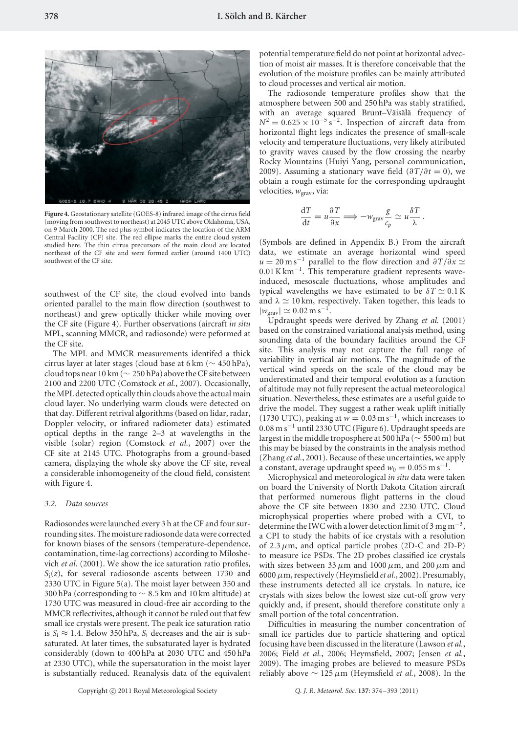Figure 4. Geostationary satellite (GOES-8) infrared image of the cirrus field (moving from southwest to northeast) at 2045 UTC above Oklahoma, USA, on 9 March 2000. The red plus symbol indicates the location of the ARM Central Facility (CF) site. The red ellipse marks the entire cloud system studied here. The thin cirrus precursors of the main cloud are located northeast of the CF site and were formed earlier (around 1400 UTC) southwest of the CF site.

southwest of the CF site, the cloud evolved into bands oriented parallel to the main flow direction (southwest to northeast) and grew optically thicker while moving over the CF site (Figure 4). Further observations (aircraft *in situ* MPL, scanning MMCR, and radiosonde) were peformed at the CF site.

The MPL and MMCR measurements identifed a thick cirrus layer at later stages (cloud base at 6 km ($\sim$ 450 hPa), cloud tops near 10 km ($\sim$ 250 hPa) above the CF site between 2100 and 2200 UTC (Comstock *et al.*, 2007). Occasionally, the MPL detected optically thin clouds above the actual main cloud layer. No underlying warm clouds were detected on that day. Different retrieval algorithms (based on lidar, radar, Doppler velocity, or infrared radiometer data) estimated optical depths in the range 2–3 at wavelengths in the visible (solar) region (Comstock *et al.*, 2007) over the CF site at 2145 UTC. Photographs from a ground-based camera, displaying the whole sky above the CF site, reveal a considerable inhomogeneity of the cloud field, consistent with Figure 4.

### 3.2. Data sources

Radiosondes were launched every 3 h at the CF and four surrounding sites. The moisture radiosonde data were corrected for known biases of the sensors (temperature-dependence, contamination, time-lag corrections) according to Miloshevich *et al.* (2001). We show the ice saturation ratio profiles, $S_i(z)$, for several radiosonde ascents between 1730 and 2330 UTC in Figure 5(a). The moist layer between 350 and 300 hPa (corresponding to $\sim$ 8.5 km and 10 km altitude) at 1730 UTC was measured in cloud-free air according to the MMCR reflectivites, although it cannot be ruled out that few small ice crystals were present. The peak ice saturation ratio is $S_i \approx 1.4$. Below 350 hPa, $S_i$ decreases and the air is subsaturated. At later times, the subsaturated layer is hydrated considerably (down to 400 hPa at 2030 UTC and 450 hPa at 2330 UTC), while the supersaturation in the moist layer is substantially reduced. Reanalysis data of the equivalent potential temperature field do not point at horizontal advection of moist air masses. It is therefore conceivable that the evolution of the moisture profiles can be mainly attributed to cloud processes and vertical air motion.

The radiosonde temperature profiles show that the atmosphere between 500 and 250 hPa was stably stratified, with an average squared Brunt–Väisälä frequency of $N^2 = 0.625 \times 10^{-5}\,\mathrm{s}^{-2}$. Inspection of aircraft data from horizontal flight legs indicates the presence of small-scale velocity and temperature fluctuations, very likely attributed to gravity waves caused by the flow crossing the nearby Rocky Mountains (Huiyi Yang, personal communication, 2009). Assuming a stationary wave field ($\partial T/\partial t = 0$), we obtain a rough estimate for the corresponding updraught velocities, $w_{\mathrm{grav}}$, via:

$$\frac{\mathrm{d}T}{\mathrm{d}t} = u\frac{\partial T}{\partial x} \Longrightarrow -w_{\mathrm{grav}}\frac{g}{c_p} \simeq u\frac{\delta T}{\lambda}.$$

(Symbols are defined in Appendix B.) From the aircraft data, we estimate an average horizontal wind speed $u = 20\,\mathrm{m\,s^{-1}}$ parallel to the flow direction and $\partial T/\partial x \simeq 0.01\,\mathrm{K\,km^{-1}}$. This temperature gradient represents wave-induced, mesoscale fluctuations, whose amplitudes and typical wavelengths we have estimated to be $\delta T \simeq 0.1\,\mathrm{K}$ and $\lambda \simeq 10\,\mathrm{km}$, respectively. Taken together, this leads to $|w_{\mathrm{grav}}| \simeq 0.02\,\mathrm{m\,s^{-1}}$.

Updraught speeds were derived by Zhang *et al.* (2001) based on the constrained variational analysis method, using sounding data of the boundary facilities around the CF site. This analysis may not capture the full range of variability in vertical air motions. The magnitude of the vertical wind speeds on the scale of the cloud may be underestimated and their temporal evolution as a function of altitude may not fully represent the actual meteorological situation. Nevertheless, these estimates are a useful guide to drive the model. They suggest a rather weak uplift initially (1730 UTC), peaking at $w = 0.03\,\mathrm{m\,s^{-1}}$, which increases to $0.08\,\mathrm{m\,s^{-1}}$ until 2330 UTC (Figure 6). Updraught speeds are largest in the middle troposphere at 500 hPa ($\sim$ 5500 m) but this may be biased by the constraints in the analysis method (Zhang *et al.*, 2001). Because of these uncertainties, we apply a constant, average updraught speed $w_0 = 0.055\,\mathrm{m\,s^{-1}}$.

Microphysical and meteorological *in situ* data were taken on board the University of North Dakota Citation aircraft that performed numerous flight patterns in the cloud above the CF site between 1830 and 2230 UTC. Cloud microphysical properties where probed with a CVI, to determine the IWC with a lower detection limit of $3\,\mathrm{mg\,m^{-3}}$, a CPI to study the habits of ice crystals with a resolution of $2.3\,\mu\mathrm{m}$, and optical particle probes (2D-C and 2D-P) to measure ice PSDs. The 2D probes classified ice crystals with sizes between $33\,\mu\mathrm{m}$ and $1000\,\mu\mathrm{m}$ and $200\,\mu\mathrm{m}$ and $6000\,\mu\mathrm{m}$, respectively (Heymsfield *et al.*, 2002). Presumably, these instruments detected all ice crystals. In nature, ice crystals with sizes below the lowest size cut-off grow very quickly and, if present, should therefore constitute only a small portion of the total concentration.

Difficulties in measuring the number concentration of small ice particles due to particle shattering and optical focusing have been discussed in the literature (Lawson *et al.*, 2006; Field *et al.*, 2006; Heymsfield, 2007; Jensen *et al.*, 2009). The imaging probes are believed to measure PSDs reliably above $\sim 125\,\mu\mathrm{m}$ (Heymsfield *et al.*, 2008). In the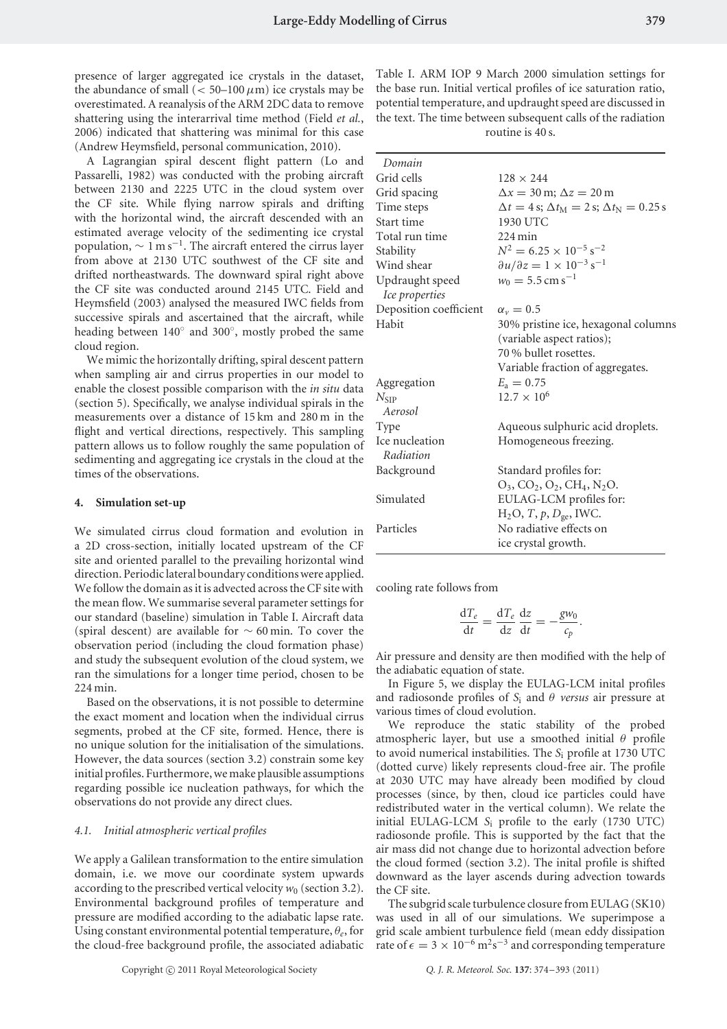presence of larger aggregated ice crystals in the dataset, the abundance of small ($< 50$–$100\,\mu$m) ice crystals may be overestimated. A reanalysis of the ARM 2DC data to remove shattering using the interarrival time method (Field *et al.*, 2006) indicated that shattering was minimal for this case (Andrew Heymsfield, personal communication, 2010).

A Lagrangian spiral descent flight pattern (Lo and Passarelli, 1982) was conducted with the probing aircraft between 2130 and 2225 UTC in the cloud system over the CF site. While flying narrow spirals and drifting with the horizontal wind, the aircraft descended with an estimated average velocity of the sedimenting ice crystal population, $\sim 1\,\text{m}\,\text{s}^{-1}$. The aircraft entered the cirrus layer from above at 2130 UTC southwest of the CF site and drifted northeastwards. The downward spiral right above the CF site was conducted around 2145 UTC. Field and Heymsfield (2003) analysed the measured IWC fields from successive spirals and ascertained that the aircraft, while heading between 140° and 300°, mostly probed the same cloud region.

We mimic the horizontally drifting, spiral descent pattern when sampling air and cirrus properties in our model to enable the closest possible comparison with the *in situ* data (section 5). Specifically, we analyse individual spirals in the measurements over a distance of 15 km and 280 m in the flight and vertical directions, respectively. This sampling pattern allows us to follow roughly the same population of sedimenting and aggregating ice crystals in the cloud at the times of the observations.

## 4. Simulation set-up

We simulated cirrus cloud formation and evolution in a 2D cross-section, initially located upstream of the CF site and oriented parallel to the prevailing horizontal wind direction. Periodic lateral boundary conditions were applied. We follow the domain as it is advected across the CF site with the mean flow. We summarise several parameter settings for our standard (baseline) simulation in Table I. Aircraft data (spiral descent) are available for $\sim 60$ min. To cover the observation period (including the cloud formation phase) and study the subsequent evolution of the cloud system, we ran the simulations for a longer time period, chosen to be 224 min.

Based on the observations, it is not possible to determine the exact moment and location when the individual cirrus segments, probed at the CF site, formed. Hence, there is no unique solution for the initialisation of the simulations. However, the data sources (section 3.2) constrain some key initial profiles. Furthermore, we make plausible assumptions regarding possible ice nucleation pathways, for which the observations do not provide any direct clues.

### 4.1. Initial atmospheric vertical profiles

We apply a Galilean transformation to the entire simulation domain, i.e. we move our coordinate system upwards according to the prescribed vertical velocity $w_0$ (section 3.2). Environmental background profiles of temperature and pressure are modified according to the adiabatic lapse rate. Using constant environmental potential temperature, $\theta_e$, for the cloud-free background profile, the associated adiabatic cooling rate follows from

$$\frac{\mathrm{d}T_e}{\mathrm{d}t} = \frac{\mathrm{d}T_e}{\mathrm{d}z}\frac{\mathrm{d}z}{\mathrm{d}t} = -\frac{g w_0}{c_p}.$$

Air pressure and density are then modified with the help of the adiabatic equation of state.

In Figure 5, we display the EULAG-LCM inital profiles and radiosonde profiles of $S_i$ and $\theta$ *versus* air pressure at various times of cloud evolution.

We reproduce the static stability of the probed atmospheric layer, but use a smoothed initial $\theta$ profile to avoid numerical instabilities. The $S_i$ profile at 1730 UTC (dotted curve) likely represents cloud-free air. The profile at 2030 UTC may have already been modified by cloud processes (since, by then, cloud ice particles could have redistributed water in the vertical column). We relate the initial EULAG-LCM $S_i$ profile to the early (1730 UTC) radiosonde profile. This is supported by the fact that the air mass did not change due to horizontal advection before the cloud formed (section 3.2). The inital profile is shifted downward as the layer ascends during advection towards the CF site.

The subgrid scale turbulence closure from EULAG (SK10) was used in all of our simulations. We superimpose a grid scale ambient turbulence field (mean eddy dissipation rate of $\epsilon = 3 \times 10^{-6}\,\text{m}^2\text{s}^{-3}$ and corresponding temperature

Table I. ARM IOP 9 March 2000 simulation settings for the base run. Initial vertical profiles of ice saturation ratio, potential temperature, and updraught speed are discussed in the text. The time between subsequent calls of the radiation routine is 40 s.

| | |
|---|---|
| *Domain* | |
| Grid cells | $128 \times 244$ |
| Grid spacing | $\Delta x = 30$ m; $\Delta z = 20$ m |
| Time steps | $\Delta t = 4$ s; $\Delta t_M = 2$ s; $\Delta t_N = 0.25$ s |
| Start time | 1930 UTC |
| Total run time | 224 min |
| Stability | $N^2 = 6.25 \times 10^{-5}\,\text{s}^{-2}$ |
| Wind shear | $\partial u/\partial z = 1 \times 10^{-3}\,\text{s}^{-1}$ |
| Updraught speed | $w_0 = 5.5\,\text{cm}\,\text{s}^{-1}$ |
| *Ice properties* | |
| Deposition coefficient | $\alpha_v = 0.5$ |
| Habit | 30% pristine ice, hexagonal columns (variable aspect ratios); 70 % bullet rosettes. Variable fraction of aggregates. |
| Aggregation | $E_a = 0.75$ |
| $N_{SIP}$ | $12.7 \times 10^6$ |
| *Aerosol* | |
| Type | Aqueous sulphuric acid droplets. |
| Ice nucleation | Homogeneous freezing. |
| *Radiation* | |
| Background | Standard profiles for: $O_3$, $CO_2$, $O_2$, $CH_4$, $N_2O$. |
| Simulated | EULAG-LCM profiles for: $H_2O$, $T$, $p$, $D_{ge}$, IWC. |
| Particles | No radiative effects on ice crystal growth. |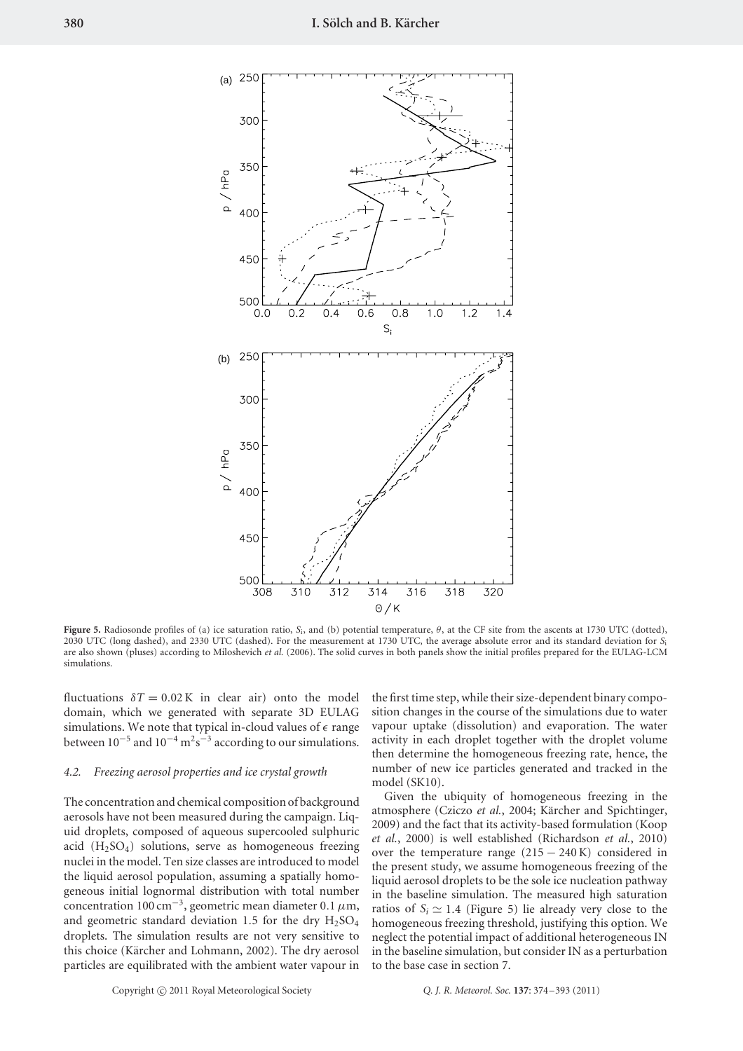**Figure 5.** Radiosonde profiles of (a) ice saturation ratio, $S_i$, and (b) potential temperature, $\theta$, at the CF site from the ascents at 1730 UTC (dotted), 2030 UTC (long dashed), and 2330 UTC (dashed). For the measurement at 1730 UTC, the average absolute error and its standard deviation for $S_i$ are also shown (pluses) according to Miloshevich *et al.* (2006). The solid curves in both panels show the initial profiles prepared for the EULAG-LCM simulations.

fluctuations $\delta T = 0.02\,K$ in clear air) onto the model domain, which we generated with separate 3D EULAG simulations. We note that typical in-cloud values of $\epsilon$ range between $10^{-5}$ and $10^{-4}\,m^2s^{-3}$ according to our simulations.

### 4.2. Freezing aerosol properties and ice crystal growth

The concentration and chemical composition of background aerosols have not been measured during the campaign. Liquid droplets, composed of aqueous supercooled sulphuric acid ($H_2SO_4$) solutions, serve as homogeneous freezing nuclei in the model. Ten size classes are introduced to model the liquid aerosol population, assuming a spatially homogeneous initial lognormal distribution with total number concentration $100\,cm^{-3}$, geometric mean diameter $0.1\,\mu m$, and geometric standard deviation 1.5 for the dry $H_2SO_4$ droplets. The simulation results are not very sensitive to this choice (Kärcher and Lohmann, 2002). The dry aerosol particles are equilibrated with the ambient water vapour in the first time step, while their size-dependent binary composition changes in the course of the simulations due to water vapour uptake (dissolution) and evaporation. The water activity in each droplet together with the droplet volume then determine the homogeneous freezing rate, hence, the number of new ice particles generated and tracked in the model (SK10).

Given the ubiquity of homogeneous freezing in the atmosphere (Cziczo *et al.*, 2004; Kärcher and Spichtinger, 2009) and the fact that its activity-based formulation (Koop *et al.*, 2000) is well established (Richardson *et al.*, 2010) over the temperature range $(215 - 240\,K)$ considered in the present study, we assume homogeneous freezing of the liquid aerosol droplets to be the sole ice nucleation pathway in the baseline simulation. The measured high saturation ratios of $S_i \simeq 1.4$ (Figure 5) lie already very close to the homogeneous freezing threshold, justifying this option. We neglect the potential impact of additional heterogeneous IN in the baseline simulation, but consider IN as a perturbation to the base case in section 7.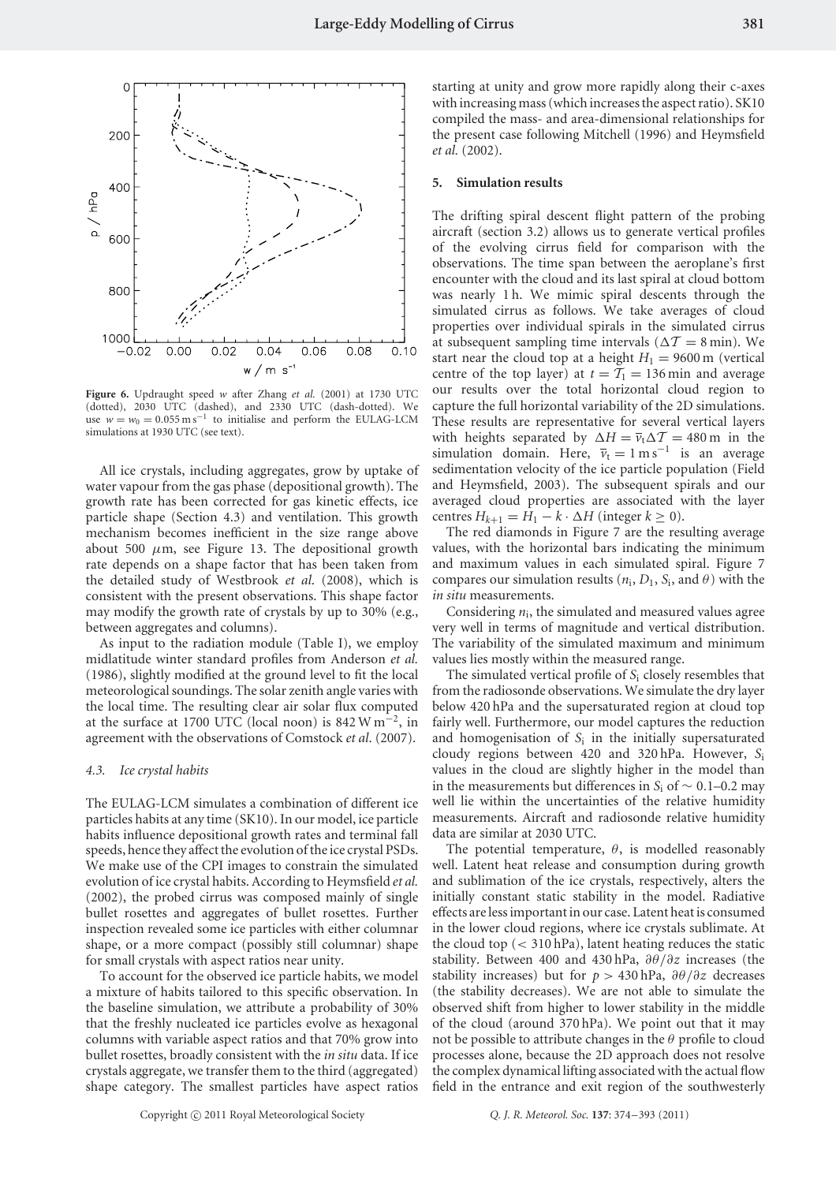**Figure 6.** Updraught speed $w$ after Zhang *et al.* (2001) at 1730 UTC (dotted), 2030 UTC (dashed), and 2330 UTC (dash-dotted). We use $w = w_0 = 0.055\,\mathrm{m\,s^{-1}}$ to initialise and perform the EULAG-LCM simulations at 1930 UTC (see text).

All ice crystals, including aggregates, grow by uptake of water vapour from the gas phase (depositional growth). The growth rate has been corrected for gas kinetic effects, ice particle shape (Section 4.3) and ventilation. This growth mechanism becomes inefficient in the size range above about 500 $\mu$m, see Figure 13. The depositional growth rate depends on a shape factor that has been taken from the detailed study of Westbrook *et al.* (2008), which is consistent with the present observations. This shape factor may modify the growth rate of crystals by up to 30% (e.g., between aggregates and columns).

As input to the radiation module (Table I), we employ midlatitude winter standard profiles from Anderson *et al.* (1986), slightly modified at the ground level to fit the local meteorological soundings. The solar zenith angle varies with the local time. The resulting clear air solar flux computed at the surface at 1700 UTC (local noon) is $842\,\mathrm{W\,m^{-2}}$, in agreement with the observations of Comstock *et al.* (2007).

### 4.3. Ice crystal habits

The EULAG-LCM simulates a combination of different ice particles habits at any time (SK10). In our model, ice particle habits influence depositional growth rates and terminal fall speeds, hence they affect the evolution of the ice crystal PSDs. We make use of the CPI images to constrain the simulated evolution of ice crystal habits. According to Heymsfield *et al.* (2002), the probed cirrus was composed mainly of single bullet rosettes and aggregates of bullet rosettes. Further inspection revealed some ice particles with either columnar shape, or a more compact (possibly still columnar) shape for small crystals with aspect ratios near unity.

To account for the observed ice particle habits, we model a mixture of habits tailored to this specific observation. In the baseline simulation, we attribute a probability of 30% that the freshly nucleated ice particles evolve as hexagonal columns with variable aspect ratios and that 70% grow into bullet rosettes, broadly consistent with the *in situ* data. If ice crystals aggregate, we transfer them to the third (aggregated) shape category. The smallest particles have aspect ratios starting at unity and grow more rapidly along their c-axes with increasing mass (which increases the aspect ratio). SK10 compiled the mass- and area-dimensional relationships for the present case following Mitchell (1996) and Heymsfield *et al.* (2002).

## 5. Simulation results

The drifting spiral descent flight pattern of the probing aircraft (section 3.2) allows us to generate vertical profiles of the evolving cirrus field for comparison with the observations. The time span between the aeroplane's first encounter with the cloud and its last spiral at cloud bottom was nearly 1 h. We mimic spiral descents through the simulated cirrus as follows. We take averages of cloud properties over individual spirals in the simulated cirrus at subsequent sampling time intervals ($\Delta\mathcal{T} = 8$ min). We start near the cloud top at a height $H_1 = 9600$ m (vertical centre of the top layer) at $t = \mathcal{T}_1 = 136$ min and average our results over the total horizontal cloud region to capture the full horizontal variability of the 2D simulations. These results are representative for several vertical layers with heights separated by $\Delta H = \overline{v}_t \Delta\mathcal{T} = 480$ m in the simulation domain. Here, $\overline{v}_t = 1\,\mathrm{m\,s^{-1}}$ is an average sedimentation velocity of the ice particle population (Field and Heymsfield, 2003). The subsequent spirals and our averaged cloud properties are associated with the layer centres $H_{k+1} = H_1 - k \cdot \Delta H$ (integer $k \geq 0$).

The red diamonds in Figure 7 are the resulting average values, with the horizontal bars indicating the minimum and maximum values in each simulated spiral. Figure 7 compares our simulation results ($n_i$, $D_1$, $S_i$, and $\theta$) with the *in situ* measurements.

Considering $n_i$, the simulated and measured values agree very well in terms of magnitude and vertical distribution. The variability of the simulated maximum and minimum values lies mostly within the measured range.

The simulated vertical profile of $S_i$ closely resembles that from the radiosonde observations. We simulate the dry layer below 420 hPa and the supersaturated region at cloud top fairly well. Furthermore, our model captures the reduction and homogenisation of $S_i$ in the initially supersaturated cloudy regions between 420 and 320 hPa. However, $S_i$ values in the cloud are slightly higher in the model than in the measurements but differences in $S_i$ of $\sim 0.1$–$0.2$ may well lie within the uncertainties of the relative humidity measurements. Aircraft and radiosonde relative humidity data are similar at 2030 UTC.

The potential temperature, $\theta$, is modelled reasonably well. Latent heat release and consumption during growth and sublimation of the ice crystals, respectively, alters the initially constant static stability in the model. Radiative effects are less important in our case. Latent heat is consumed in the lower cloud regions, where ice crystals sublimate. At the cloud top ($< 310$ hPa), latent heating reduces the static stability. Between 400 and 430 hPa, $\partial\theta/\partial z$ increases (the stability increases) but for $p > 430$ hPa, $\partial\theta/\partial z$ decreases (the stability decreases). We are not able to simulate the observed shift from higher to lower stability in the middle of the cloud (around 370 hPa). We point out that it may not be possible to attribute changes in the $\theta$ profile to cloud processes alone, because the 2D approach does not resolve the complex dynamical lifting associated with the actual flow field in the entrance and exit region of the southwesterly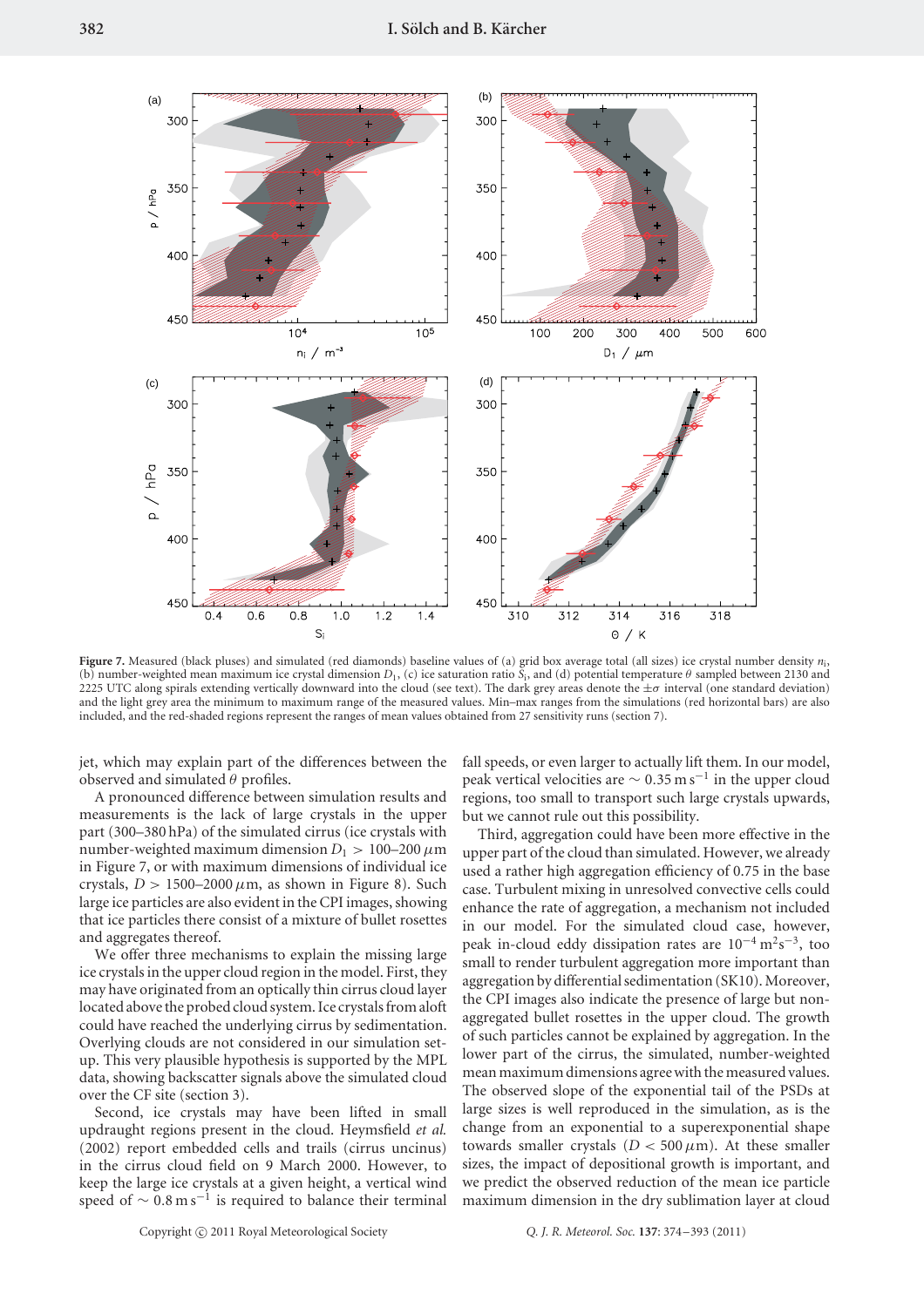**Figure 7.** Measured (black pluses) and simulated (red diamonds) baseline values of (a) grid box average total (all sizes) ice crystal number density $n_i$, (b) number-weighted mean maximum ice crystal dimension $D_1$, (c) ice saturation ratio $S_i$, and (d) potential temperature $\theta$ sampled between 2130 and 2225 UTC along spirals extending vertically downward into the cloud (see text). The dark grey areas denote the $\pm\sigma$ interval (one standard deviation) and the light grey area the minimum to maximum range of the measured values. Min–max ranges from the simulations (red horizontal bars) are also included, and the red-shaded regions represent the ranges of mean values obtained from 27 sensitivity runs (section 7).

jet, which may explain part of the differences between the observed and simulated $\theta$ profiles.

A pronounced difference between simulation results and measurements is the lack of large crystals in the upper part (300–380 hPa) of the simulated cirrus (ice crystals with number-weighted maximum dimension $D_1 > 100$–$200\,\mu$m in Figure 7, or with maximum dimensions of individual ice crystals, $D > 1500$–$2000\,\mu$m, as shown in Figure 8). Such large ice particles are also evident in the CPI images, showing that ice particles there consist of a mixture of bullet rosettes and aggregates thereof.

We offer three mechanisms to explain the missing large ice crystals in the upper cloud region in the model. First, they may have originated from an optically thin cirrus cloud layer located above the probed cloud system. Ice crystals from aloft could have reached the underlying cirrus by sedimentation. Overlying clouds are not considered in our simulation set-up. This very plausible hypothesis is supported by the MPL data, showing backscatter signals above the simulated cloud over the CF site (section 3).

Second, ice crystals may have been lifted in small updraught regions present in the cloud. Heymsfield *et al.* (2002) report embedded cells and trails (cirrus uncinus) in the cirrus cloud field on 9 March 2000. However, to keep the large ice crystals at a given height, a vertical wind speed of $\sim 0.8\,\mathrm{m\,s^{-1}}$ is required to balance their terminal fall speeds, or even larger to actually lift them. In our model, peak vertical velocities are $\sim 0.35\,\mathrm{m\,s^{-1}}$ in the upper cloud regions, too small to transport such large crystals upwards, but we cannot rule out this possibility.

Third, aggregation could have been more effective in the upper part of the cloud than simulated. However, we already used a rather high aggregation efficiency of 0.75 in the base case. Turbulent mixing in unresolved convective cells could enhance the rate of aggregation, a mechanism not included in our model. For the simulated cloud case, however, peak in-cloud eddy dissipation rates are $10^{-4}\,\mathrm{m^2s^{-3}}$, too small to render turbulent aggregation more important than aggregation by differential sedimentation (SK10). Moreover, the CPI images also indicate the presence of large but non-aggregated bullet rosettes in the upper cloud. The growth of such particles cannot be explained by aggregation. In the lower part of the cirrus, the simulated, number-weighted mean maximum dimensions agree with the measured values. The observed slope of the exponential tail of the PSDs at large sizes is well reproduced in the simulation, as is the change from an exponential to a superexponential shape towards smaller crystals ($D < 500\,\mu$m). At these smaller sizes, the impact of depositional growth is important, and we predict the observed reduction of the mean ice particle maximum dimension in the dry sublimation layer at cloud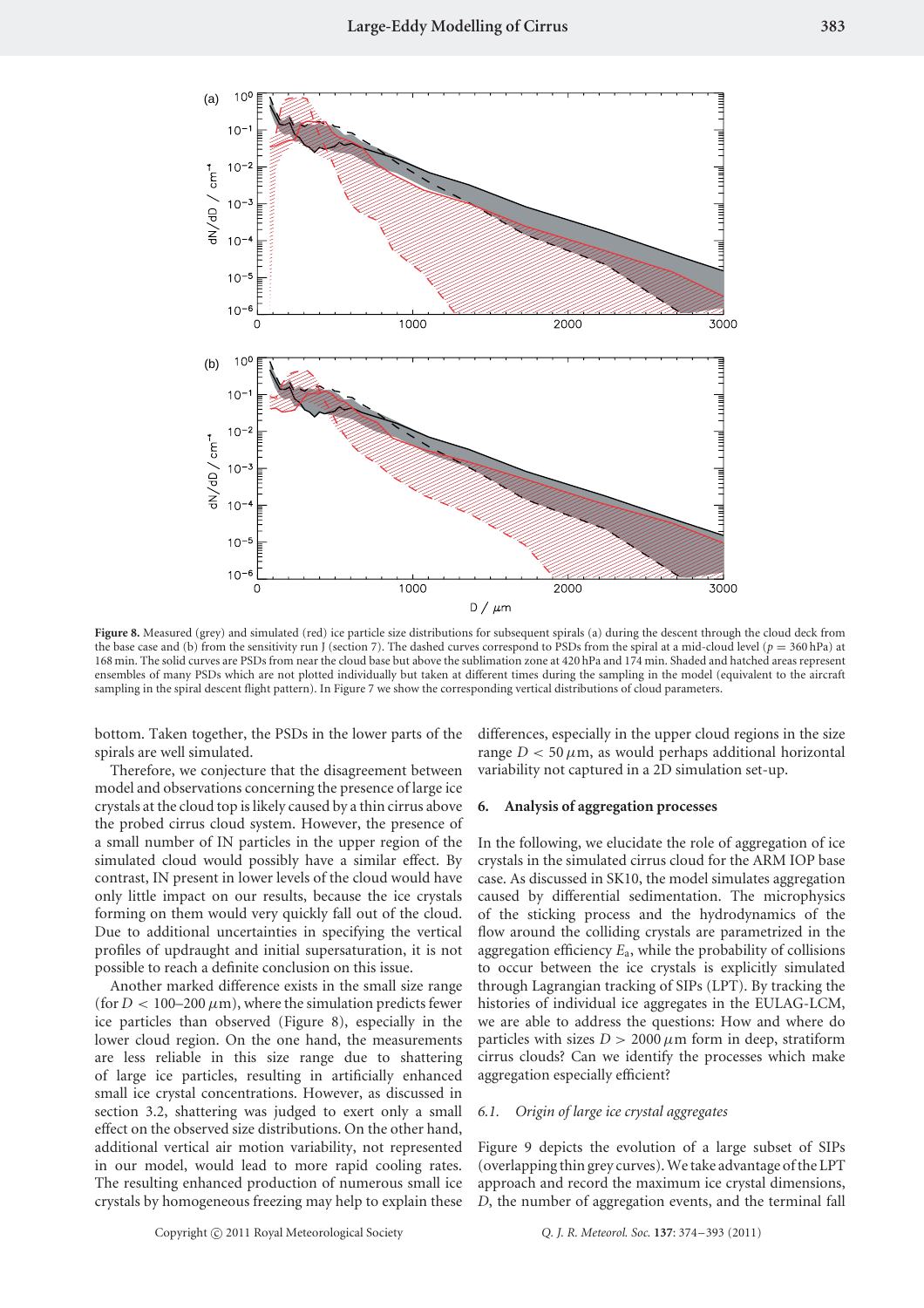**Figure 8.** Measured (grey) and simulated (red) ice particle size distributions for subsequent spirals (a) during the descent through the cloud deck from the base case and (b) from the sensitivity run J (section 7). The dashed curves correspond to PSDs from the spiral at a mid-cloud level ($p = 360$ hPa) at 168 min. The solid curves are PSDs from near the cloud base but above the sublimation zone at 420 hPa and 174 min. Shaded and hatched areas represent ensembles of many PSDs which are not plotted individually but taken at different times during the sampling in the model (equivalent to the aircraft sampling in the spiral descent flight pattern). In Figure 7 we show the corresponding vertical distributions of cloud parameters.

bottom. Taken together, the PSDs in the lower parts of the spirals are well simulated.

Therefore, we conjecture that the disagreement between model and observations concerning the presence of large ice crystals at the cloud top is likely caused by a thin cirrus above the probed cirrus cloud system. However, the presence of a small number of IN particles in the upper region of the simulated cloud would possibly have a similar effect. By contrast, IN present in lower levels of the cloud would have only little impact on our results, because the ice crystals forming on them would very quickly fall out of the cloud. Due to additional uncertainties in specifying the vertical profiles of updraught and initial supersaturation, it is not possible to reach a definite conclusion on this issue.

Another marked difference exists in the small size range (for $D < 100$–$200\,\mu$m), where the simulation predicts fewer ice particles than observed (Figure 8), especially in the lower cloud region. On the one hand, the measurements are less reliable in this size range due to shattering of large ice particles, resulting in artificially enhanced small ice crystal concentrations. However, as discussed in section 3.2, shattering was judged to exert only a small effect on the observed size distributions. On the other hand, additional vertical air motion variability, not represented in our model, would lead to more rapid cooling rates. The resulting enhanced production of numerous small ice crystals by homogeneous freezing may help to explain these differences, especially in the upper cloud regions in the size range $D < 50\,\mu$m, as would perhaps additional horizontal variability not captured in a 2D simulation set-up.

## 6. Analysis of aggregation processes

In the following, we elucidate the role of aggregation of ice crystals in the simulated cirrus cloud for the ARM IOP base case. As discussed in SK10, the model simulates aggregation caused by differential sedimentation. The microphysics of the sticking process and the hydrodynamics of the flow around the colliding crystals are parametrized in the aggregation efficiency $E_a$, while the probability of collisions to occur between the ice crystals is explicitly simulated through Lagrangian tracking of SIPs (LPT). By tracking the histories of individual ice aggregates in the EULAG-LCM, we are able to address the questions: How and where do particles with sizes $D > 2000\,\mu$m form in deep, stratiform cirrus clouds? Can we identify the processes which make aggregation especially efficient?

### 6.1. Origin of large ice crystal aggregates

Figure 9 depicts the evolution of a large subset of SIPs (overlapping thin grey curves). We take advantage of the LPT approach and record the maximum ice crystal dimensions, $D$, the number of aggregation events, and the terminal fall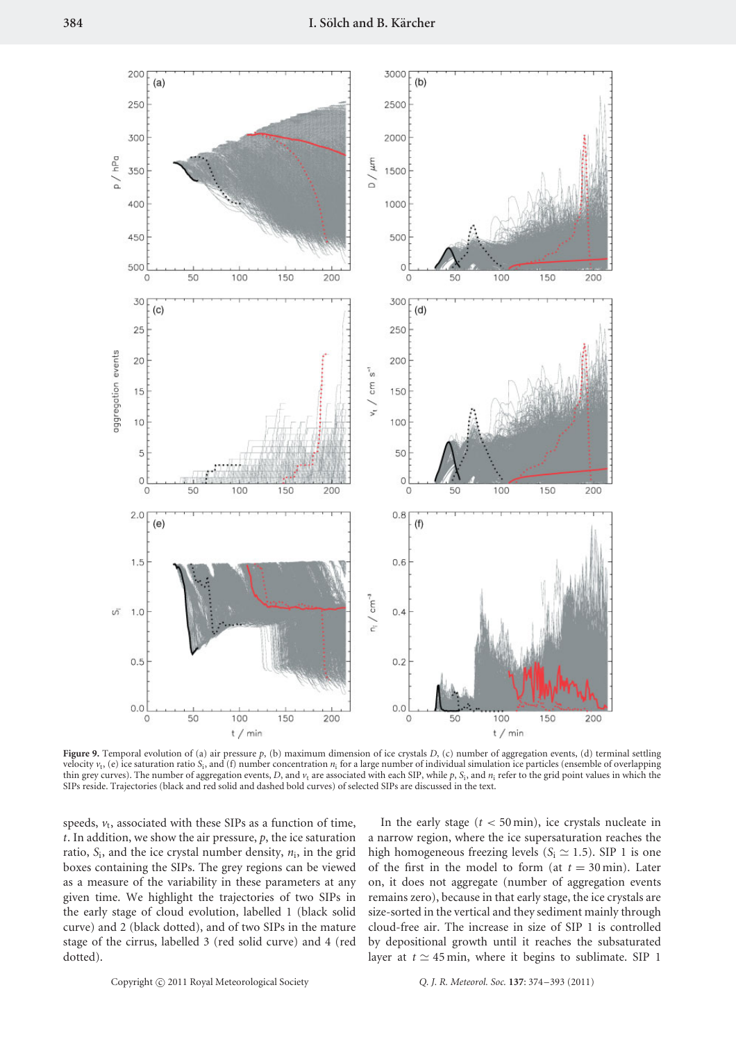**Figure 9.** Temporal evolution of (a) air pressure $p$, (b) maximum dimension of ice crystals $D$, (c) number of aggregation events, (d) terminal settling velocity $v_t$, (e) ice saturation ratio $S_i$, and (f) number concentration $n_i$ for a large number of individual simulation ice particles (ensemble of overlapping thin grey curves). The number of aggregation events, $D$, and $v_t$ are associated with each SIP, while $p$, $S_i$, and $n_i$ refer to the grid point values in which the SIPs reside. Trajectories (black and red solid and dashed bold curves) of selected SIPs are discussed in the text.

speeds, $v_t$, associated with these SIPs as a function of time, $t$. In addition, we show the air pressure, $p$, the ice saturation ratio, $S_i$, and the ice crystal number density, $n_i$, in the grid boxes containing the SIPs. The grey regions can be viewed as a measure of the variability in these parameters at any given time. We highlight the trajectories of two SIPs in the early stage of cloud evolution, labelled 1 (black solid curve) and 2 (black dotted), and of two SIPs in the mature stage of the cirrus, labelled 3 (red solid curve) and 4 (red dotted).

In the early stage ($t < 50$ min), ice crystals nucleate in a narrow region, where the ice supersaturation reaches the high homogeneous freezing levels ($S_i \simeq 1.5$). SIP 1 is one of the first in the model to form (at $t = 30$ min). Later on, it does not aggregate (number of aggregation events remains zero), because in that early stage, the ice crystals are size-sorted in the vertical and they sediment mainly through cloud-free air. The increase in size of SIP 1 is controlled by depositional growth until it reaches the subsaturated layer at $t \simeq 45$ min, where it begins to sublimate. SIP 1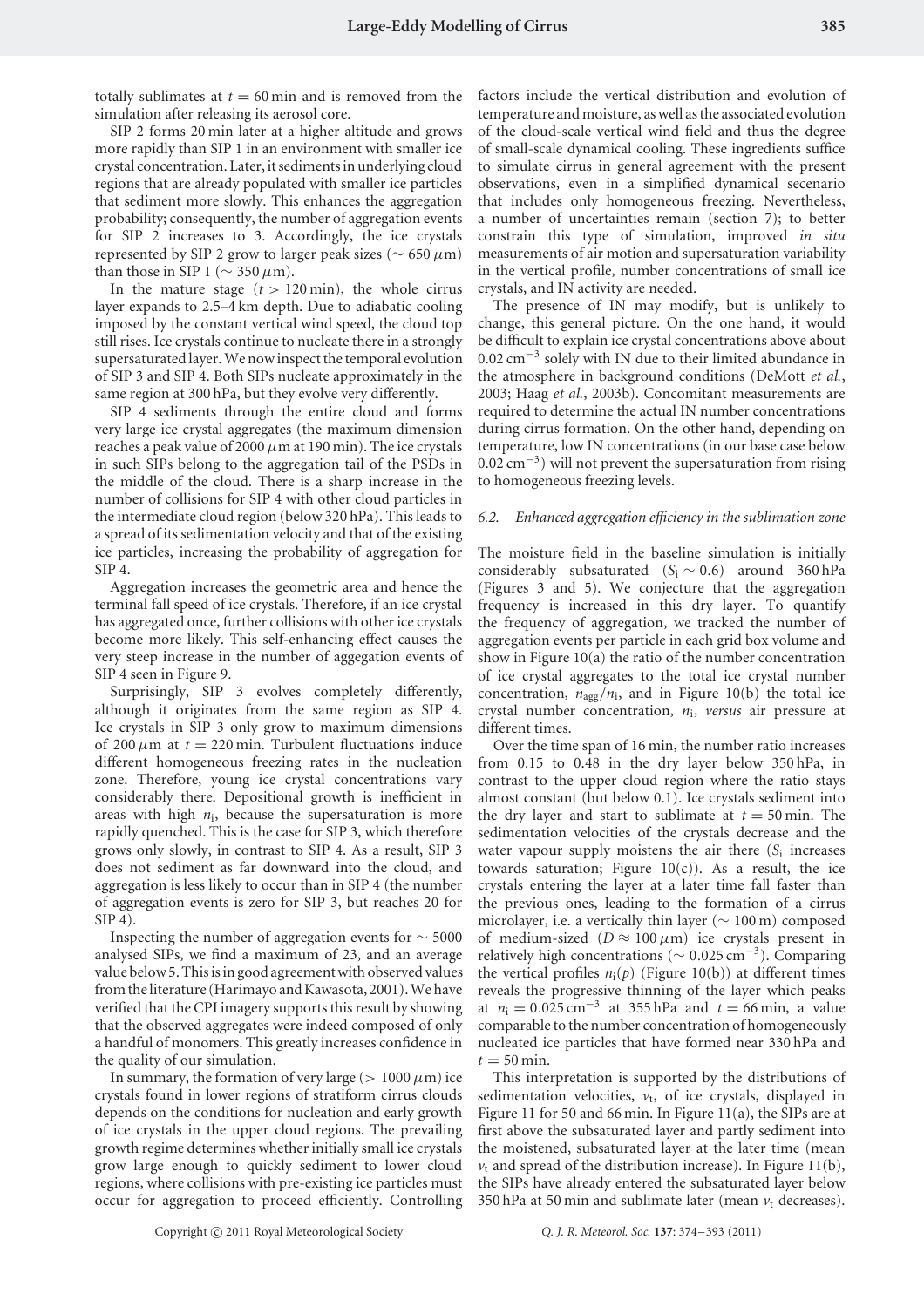totally sublimates at $t = 60$ min and is removed from the simulation after releasing its aerosol core.

SIP 2 forms 20 min later at a higher altitude and grows more rapidly than SIP 1 in an environment with smaller ice crystal concentration. Later, it sediments in underlying cloud regions that are already populated with smaller ice particles that sediment more slowly. This enhances the aggregation probability; consequently, the number of aggregation events for SIP 2 increases to 3. Accordingly, the ice crystals represented by SIP 2 grow to larger peak sizes ($\sim 650\,\mu$m) than those in SIP 1 ($\sim 350\,\mu$m).

In the mature stage ($t > 120$ min), the whole cirrus layer expands to 2.5–4 km depth. Due to adiabatic cooling imposed by the constant vertical wind speed, the cloud top still rises. Ice crystals continue to nucleate there in a strongly supersaturated layer. We now inspect the temporal evolution of SIP 3 and SIP 4. Both SIPs nucleate approximately in the same region at 300 hPa, but they evolve very differently.

SIP 4 sediments through the entire cloud and forms very large ice crystal aggregates (the maximum dimension reaches a peak value of 2000 $\mu$m at 190 min). The ice crystals in such SIPs belong to the aggregation tail of the PSDs in the middle of the cloud. There is a sharp increase in the number of collisions for SIP 4 with other cloud particles in the intermediate cloud region (below 320 hPa). This leads to a spread of its sedimentation velocity and that of the existing ice particles, increasing the probability of aggregation for SIP 4.

Aggregation increases the geometric area and hence the terminal fall speed of ice crystals. Therefore, if an ice crystal has aggregated once, further collisions with other ice crystals become more likely. This self-enhancing effect causes the very steep increase in the number of aggegation events of SIP 4 seen in Figure 9.

Surprisingly, SIP 3 evolves completely differently, although it originates from the same region as SIP 4. Ice crystals in SIP 3 only grow to maximum dimensions of 200 $\mu$m at $t = 220$ min. Turbulent fluctuations induce different homogeneous freezing rates in the nucleation zone. Therefore, young ice crystal concentrations vary considerably there. Depositional growth is inefficient in areas with high $n_i$, because the supersaturation is more rapidly quenched. This is the case for SIP 3, which therefore grows only slowly, in contrast to SIP 4. As a result, SIP 3 does not sediment as far downward into the cloud, and aggregation is less likely to occur than in SIP 4 (the number of aggregation events is zero for SIP 3, but reaches 20 for SIP 4).

Inspecting the number of aggregation events for $\sim 5000$ analysed SIPs, we find a maximum of 23, and an average value below 5. This is in good agreement with observed values from the literature (Harimayo and Kawasota, 2001). We have verified that the CPI imagery supports this result by showing that the observed aggregates were indeed composed of only a handful of monomers. This greatly increases confidence in the quality of our simulation.

In summary, the formation of very large ($> 1000\,\mu$m) ice crystals found in lower regions of stratiform cirrus clouds depends on the conditions for nucleation and early growth of ice crystals in the upper cloud regions. The prevailing growth regime determines whether initially small ice crystals grow large enough to quickly sediment to lower cloud regions, where collisions with pre-existing ice particles must occur for aggregation to proceed efficiently. Controlling factors include the vertical distribution and evolution of temperature and moisture, as well as the associated evolution of the cloud-scale vertical wind field and thus the degree of small-scale dynamical cooling. These ingredients suffice to simulate cirrus in general agreement with the present observations, even in a simplified dynamical secenario that includes only homogeneous freezing. Nevertheless, a number of uncertainties remain (section 7); to better constrain this type of simulation, improved *in situ* measurements of air motion and supersaturation variability in the vertical profile, number concentrations of small ice crystals, and IN activity are needed.

The presence of IN may modify, but is unlikely to change, this general picture. On the one hand, it would be difficult to explain ice crystal concentrations above about 0.02 cm$^{-3}$ solely with IN due to their limited abundance in the atmosphere in background conditions (DeMott *et al.*, 2003; Haag *et al.*, 2003b). Concomitant measurements are required to determine the actual IN number concentrations during cirrus formation. On the other hand, depending on temperature, low IN concentrations (in our base case below 0.02 cm$^{-3}$) will not prevent the supersaturation from rising to homogeneous freezing levels.

### 6.2. Enhanced aggregation efficiency in the sublimation zone

The moisture field in the baseline simulation is initially considerably subsaturated ($S_i \sim 0.6$) around 360 hPa (Figures 3 and 5). We conjecture that the aggregation frequency is increased in this dry layer. To quantify the frequency of aggregation, we tracked the number of aggregation events per particle in each grid box volume and show in Figure 10(a) the ratio of the number concentration of ice crystal aggregates to the total ice crystal number concentration, $n_{agg}/n_i$, and in Figure 10(b) the total ice crystal number concentration, $n_i$, *versus* air pressure at different times.

Over the time span of 16 min, the number ratio increases from 0.15 to 0.48 in the dry layer below 350 hPa, in contrast to the upper cloud region where the ratio stays almost constant (but below 0.1). Ice crystals sediment into the dry layer and start to sublimate at $t = 50$ min. The sedimentation velocities of the crystals decrease and the water vapour supply moistens the air there ($S_i$ increases towards saturation; Figure 10(c)). As a result, the ice crystals entering the layer at a later time fall faster than the previous ones, leading to the formation of a cirrus microlayer, i.e. a vertically thin layer ($\sim 100$ m) composed of medium-sized ($D \approx 100\,\mu$m) ice crystals present in relatively high concentrations ($\sim 0.025$ cm$^{-3}$). Comparing the vertical profiles $n_i(p)$ (Figure 10(b)) at different times reveals the progressive thinning of the layer which peaks at $n_i = 0.025$ cm$^{-3}$ at 355 hPa and $t = 66$ min, a value comparable to the number concentration of homogeneously nucleated ice particles that have formed near 330 hPa and $t = 50$ min.

This interpretation is supported by the distributions of sedimentation velocities, $v_t$, of ice crystals, displayed in Figure 11 for 50 and 66 min. In Figure 11(a), the SIPs are at first above the subsaturated layer and partly sediment into the moistened, subsaturated layer at the later time (mean $v_t$ and spread of the distribution increase). In Figure 11(b), the SIPs have already entered the subsaturated layer below 350 hPa at 50 min and sublimate later (mean $v_t$ decreases).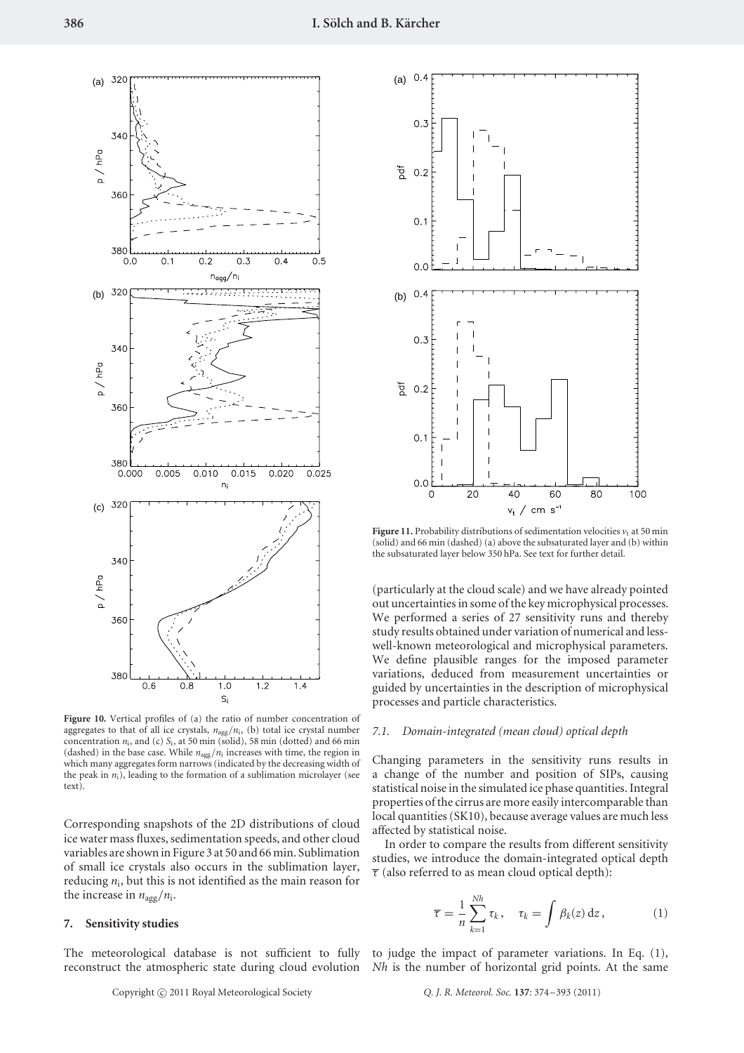**Figure 10.** Vertical profiles of (a) the ratio of number concentration of aggregates to that of all ice crystals, $n_{agg}/n_i$, (b) total ice crystal number concentration $n_i$, and (c) $S_i$, at 50 min (solid), 58 min (dotted) and 66 min (dashed) in the base case. While $n_{agg}/n_i$ increases with time, the region in which many aggregates form narrows (indicated by the decreasing width of the peak in $n_i$), leading to the formation of a sublimation microlayer (see text).

Corresponding snapshots of the 2D distributions of cloud ice water mass fluxes, sedimentation speeds, and other cloud variables are shown in Figure 3 at 50 and 66 min. Sublimation of small ice crystals also occurs in the sublimation layer, reducing $n_i$, but this is not identified as the main reason for the increase in $n_{agg}/n_i$.

## 7. Sensitivity studies

The meteorological database is not sufficient to fully reconstruct the atmospheric state during cloud evolution (particularly at the cloud scale) and we have already pointed out uncertainties in some of the key microphysical processes. We performed a series of 27 sensitivity runs and thereby study results obtained under variation of numerical and less-well-known meteorological and microphysical parameters. We define plausible ranges for the imposed parameter variations, deduced from measurement uncertainties or guided by uncertainties in the description of microphysical processes and particle characteristics.

**Figure 11.** Probability distributions of sedimentation velocities $v_t$ at 50 min (solid) and 66 min (dashed) (a) above the subsaturated layer and (b) within the subsaturated layer below 350 hPa. See text for further detail.

### 7.1. Domain-integrated (mean cloud) optical depth

Changing parameters in the sensitivity runs results in a change of the number and position of SIPs, causing statistical noise in the simulated ice phase quantities. Integral properties of the cirrus are more easily intercomparable than local quantities (SK10), because average values are much less affected by statistical noise.

In order to compare the results from different sensitivity studies, we introduce the domain-integrated optical depth $\overline{\tau}$ (also referred to as mean cloud optical depth):

$$\overline{\tau} = \frac{1}{n} \sum_{k=1}^{Nh} \tau_k, \quad \tau_k = \int \beta_k(z)\, dz, \tag{1}$$

to judge the impact of parameter variations. In Eq. (1), $Nh$ is the number of horizontal grid points. At the same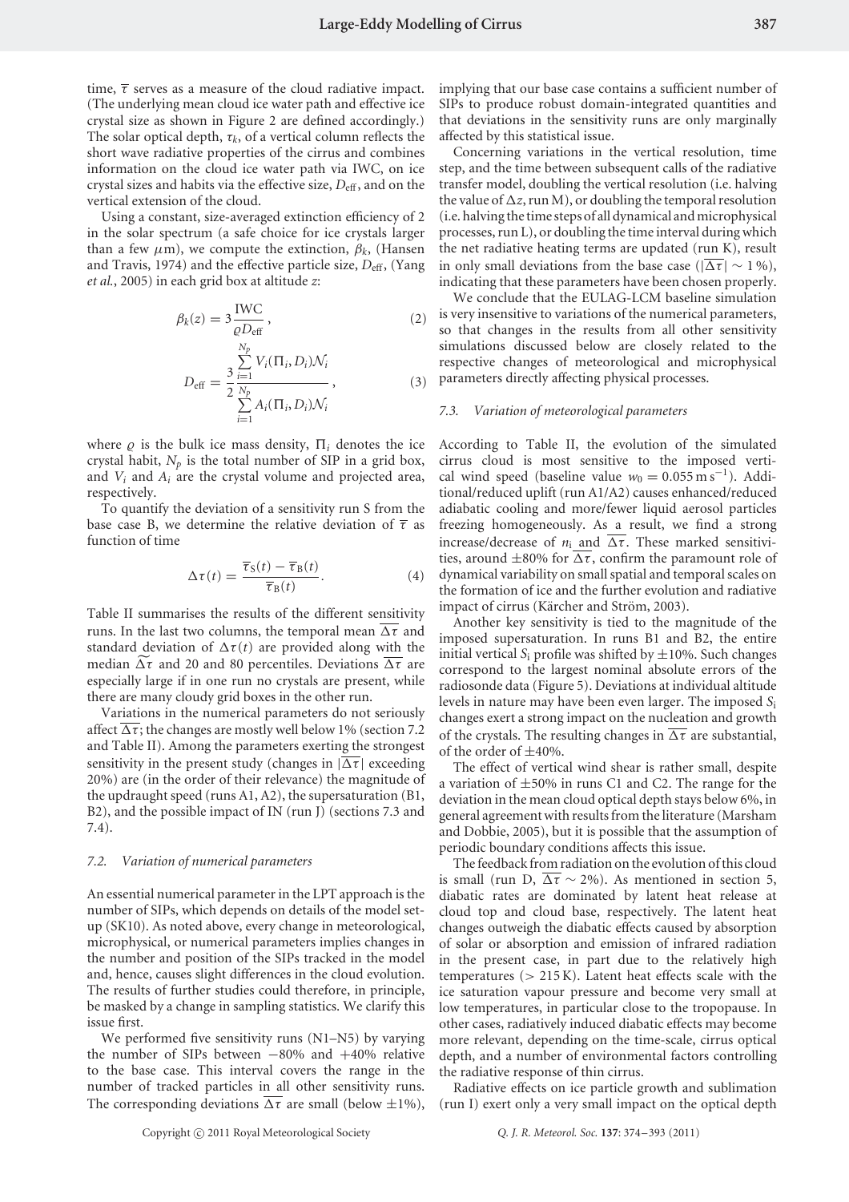time, $\overline{\tau}$ serves as a measure of the cloud radiative impact. (The underlying mean cloud ice water path and effective ice crystal size as shown in Figure 2 are defined accordingly.) The solar optical depth, $\tau_k$, of a vertical column reflects the short wave radiative properties of the cirrus and combines information on the cloud ice water path via IWC, on ice crystal sizes and habits via the effective size, $D_{\rm eff}$, and on the vertical extension of the cloud.

Using a constant, size-averaged extinction efficiency of 2 in the solar spectrum (a safe choice for ice crystals larger than a few $\mu$m), we compute the extinction, $\beta_k$, (Hansen and Travis, 1974) and the effective particle size, $D_{\rm eff}$, (Yang *et al.*, 2005) in each grid box at altitude $z$:

$$\beta_k(z) = 3\frac{\rm IWC}{\varrho D_{\rm eff}}, \tag{2}$$

$$D_{\rm eff} = \frac{3}{2}\frac{\sum_{i=1}^{N_p} V_i(\Pi_i, D_i)\mathcal{N}_i}{\sum_{i=1}^{N_p} A_i(\Pi_i, D_i)\mathcal{N}_i}, \tag{3}$$

where $\varrho$ is the bulk ice mass density, $\Pi_i$ denotes the ice crystal habit, $N_p$ is the total number of SIP in a grid box, and $V_i$ and $A_i$ are the crystal volume and projected area, respectively.

To quantify the deviation of a sensitivity run S from the base case B, we determine the relative deviation of $\overline{\tau}$ as function of time

$$\Delta\tau(t) = \frac{\overline{\tau}_{\rm S}(t) - \overline{\tau}_{\rm B}(t)}{\overline{\tau}_{\rm B}(t)}. \tag{4}$$

Table II summarises the results of the different sensitivity runs. In the last two columns, the temporal mean $\overline{\Delta\tau}$ and standard deviation of $\Delta\tau(t)$ are provided along with the median $\widetilde{\Delta\tau}$ and 20 and 80 percentiles. Deviations $\overline{\Delta\tau}$ are especially large if in one run no crystals are present, while there are many cloudy grid boxes in the other run.

Variations in the numerical parameters do not seriously affect $\overline{\Delta\tau}$; the changes are mostly well below 1% (section 7.2 and Table II). Among the parameters exerting the strongest sensitivity in the present study (changes in $|\overline{\Delta\tau}|$ exceeding 20%) are (in the order of their relevance) the magnitude of the updraught speed (runs A1, A2), the supersaturation (B1, B2), and the possible impact of IN (run J) (sections 7.3 and 7.4).

### 7.2. Variation of numerical parameters

An essential numerical parameter in the LPT approach is the number of SIPs, which depends on details of the model set-up (SK10). As noted above, every change in meteorological, microphysical, or numerical parameters implies changes in the number and position of the SIPs tracked in the model and, hence, causes slight differences in the cloud evolution. The results of further studies could therefore, in principle, be masked by a change in sampling statistics. We clarify this issue first.

We performed five sensitivity runs (N1–N5) by varying the number of SIPs between −80% and +40% relative to the base case. This interval covers the range in the number of tracked particles in all other sensitivity runs. The corresponding deviations $\overline{\Delta\tau}$ are small (below ±1%), implying that our base case contains a sufficient number of SIPs to produce robust domain-integrated quantities and that deviations in the sensitivity runs are only marginally affected by this statistical issue.

Concerning variations in the vertical resolution, time step, and the time between subsequent calls of the radiative transfer model, doubling the vertical resolution (i.e. halving the value of $\Delta z$, run M), or doubling the temporal resolution (i.e. halving the time steps of all dynamical and microphysical processes, run L), or doubling the time interval during which the net radiative heating terms are updated (run K), result in only small deviations from the base case ($|\overline{\Delta\tau}| \sim 1\,\%$), indicating that these parameters have been chosen properly.

We conclude that the EULAG-LCM baseline simulation is very insensitive to variations of the numerical parameters, so that changes in the results from all other sensitivity simulations discussed below are closely related to the respective changes of meteorological and microphysical parameters directly affecting physical processes.

### 7.3. Variation of meteorological parameters

According to Table II, the evolution of the simulated cirrus cloud is most sensitive to the imposed vertical wind speed (baseline value $w_0 = 0.055\,{\rm m\,s^{-1}}$). Additional/reduced uplift (run A1/A2) causes enhanced/reduced adiabatic cooling and more/fewer liquid aerosol particles freezing homogeneously. As a result, we find a strong increase/decrease of $n_{\rm i}$ and $\overline{\Delta\tau}$. These marked sensitivities, around ±80% for $\overline{\Delta\tau}$, confirm the paramount role of dynamical variability on small spatial and temporal scales on the formation of ice and the further evolution and radiative impact of cirrus (Kärcher and Ström, 2003).

Another key sensitivity is tied to the magnitude of the imposed supersaturation. In runs B1 and B2, the entire initial vertical $S_{\rm i}$ profile was shifted by ±10%. Such changes correspond to the largest nominal absolute errors of the radiosonde data (Figure 5). Deviations at individual altitude levels in nature may have been even larger. The imposed $S_{\rm i}$ changes exert a strong impact on the nucleation and growth of the crystals. The resulting changes in $\overline{\Delta\tau}$ are substantial, of the order of ±40%.

The effect of vertical wind shear is rather small, despite a variation of ±50% in runs C1 and C2. The range for the deviation in the mean cloud optical depth stays below 6%, in general agreement with results from the literature (Marsham and Dobbie, 2005), but it is possible that the assumption of periodic boundary conditions affects this issue.

The feedback from radiation on the evolution of this cloud is small (run D, $\overline{\Delta\tau} \sim 2\%$). As mentioned in section 5, diabatic rates are dominated by latent heat release at cloud top and cloud base, respectively. The latent heat changes outweigh the diabatic effects caused by absorption of solar or absorption and emission of infrared radiation in the present case, in part due to the relatively high temperatures (> 215 K). Latent heat effects scale with the ice saturation vapour pressure and become very small at low temperatures, in particular close to the tropopause. In other cases, radiatively induced diabatic effects may become more relevant, depending on the time-scale, cirrus optical depth, and a number of environmental factors controlling the radiative response of thin cirrus.

Radiative effects on ice particle growth and sublimation (run I) exert only a very small impact on the optical depth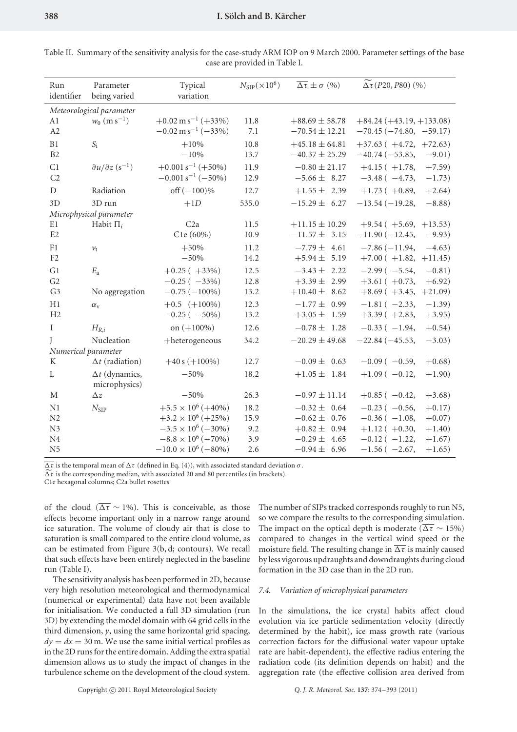Table II. Summary of the sensitivity analysis for the case-study ARM IOP on 9 March 2000. Parameter settings of the base case are provided in Table I.

| Run identifier | Parameter being varied | Typical variation | $N_{SIP}(\times 10^6)$ | $\overline{\Delta\tau} \pm \sigma$ (%) | $\widetilde{\Delta\tau}(P20, P80)$ (%) |
|---|---|---|---|---|---|
| *Meteorological parameter* | | | | | |
| A1 | $w_0$ (m s$^{-1}$) | $+0.02$ m s$^{-1}$ ($+33\%$) | 11.8 | $+88.69 \pm 58.78$ | $+84.24$ ($+43.19$, $+133.08$) |
| A2 | | $-0.02$ m s$^{-1}$ ($-33\%$) | 7.1 | $-70.54 \pm 12.21$ | $-70.45$ ($-74.80$, $-59.17$) |
| B1 | $S_i$ | $+10\%$ | 10.8 | $+45.18 \pm 64.81$ | $+37.63$ ($+4.72$, $+72.63$) |
| B2 | | $-10\%$ | 13.7 | $-40.37 \pm 25.29$ | $-40.74$ ($-53.85$, $-9.01$) |
| C1 | $\partial u/\partial z$ (s$^{-1}$) | $+0.001$ s$^{-1}$ ($+50\%$) | 11.9 | $-0.80 \pm 21.17$ | $+4.15$ ($+1.78$, $+7.59$) |
| C2 | | $-0.001$ s$^{-1}$ ($-50\%$) | 12.9 | $-5.66 \pm 8.27$ | $-3.48$ ($-4.73$, $-1.73$) |
| D | Radiation | off ($-100$)% | 12.7 | $+1.55 \pm 2.39$ | $+1.73$ ($+0.89$, $+2.64$) |
| 3D | 3D run | $+1D$ | 535.0 | $-15.29 \pm 6.27$ | $-13.54$ ($-19.28$, $-8.88$) |
| *Microphysical parameter* | | | | | |
| E1 | Habit $\Pi_i$ | C2a | 11.5 | $+11.15 \pm 10.29$ | $+9.54$ ($+5.69$, $+13.53$) |
| E2 | | C1e (60%) | 10.9 | $-11.57 \pm 3.15$ | $-11.90$ ($-12.45$, $-9.93$) |
| F1 | $v_t$ | $+50\%$ | 11.2 | $-7.79 \pm 4.61$ | $-7.86$ ($-11.94$, $-4.63$) |
| F2 | | $-50\%$ | 14.2 | $+5.94 \pm 5.19$ | $+7.00$ ($+1.82$, $+11.45$) |
| G1 | $E_a$ | $+0.25$ ($+33\%$) | 12.5 | $-3.43 \pm 2.22$ | $-2.99$ ($-5.54$, $-0.81$) |
| G2 | | $-0.25$ ($-33\%$) | 12.8 | $+3.39 \pm 2.99$ | $+3.61$ ($+0.73$, $+6.92$) |
| G3 | No aggregation | $-0.75$ ($-100\%$) | 13.2 | $+10.40 \pm 8.62$ | $+8.69$ ($+3.45$, $+21.09$) |
| H1 | $\alpha_v$ | $+0.5$ ($+100\%$) | 12.3 | $-1.77 \pm 0.99$ | $-1.81$ ($-2.33$, $-1.39$) |
| H2 | | $-0.25$ ($-50\%$) | 13.2 | $+3.05 \pm 1.59$ | $+3.39$ ($+2.83$, $+3.95$) |
| I | $H_{R,i}$ | on ($+100\%$) | 12.6 | $-0.78 \pm 1.28$ | $-0.33$ ($-1.94$, $+0.54$) |
| J | Nucleation | +heterogeneous | 34.2 | $-20.29 \pm 49.68$ | $-22.84$ ($-45.53$, $-3.03$) |
| *Numerical parameter* | | | | | |
| K | $\Delta t$ (radiation) | $+40$ s ($+100\%$) | 12.7 | $-0.09 \pm 0.63$ | $-0.09$ ($-0.59$, $+0.68$) |
| L | $\Delta t$ (dynamics, microphysics) | $-50\%$ | 18.2 | $+1.05 \pm 1.84$ | $+1.09$ ($-0.12$, $+1.90$) |
| M | $\Delta z$ | $-50\%$ | 26.3 | $-0.97 \pm 11.14$ | $+0.85$ ($-0.42$, $+3.68$) |
| N1 | $N_{SIP}$ | $+5.5 \times 10^6$ ($+40\%$) | 18.2 | $-0.32 \pm 0.64$ | $-0.23$ ($-0.56$, $+0.17$) |
| N2 | | $+3.2 \times 10^6$ ($+25\%$) | 15.9 | $-0.62 \pm 0.76$ | $-0.36$ ($-1.08$, $+0.07$) |
| N3 | | $-3.5 \times 10^6$ ($-30\%$) | 9.2 | $+0.82 \pm 0.94$ | $+1.12$ ($+0.30$, $+1.40$) |
| N4 | | $-8.8 \times 10^6$ ($-70\%$) | 3.9 | $-0.29 \pm 4.65$ | $-0.12$ ($-1.22$, $+1.67$) |
| N5 | | $-10.0 \times 10^6$ ($-80\%$) | 2.6 | $-0.94 \pm 6.96$ | $-1.56$ ($-2.67$, $+1.65$) |

$\overline{\Delta\tau}$ is the temporal mean of $\Delta\tau$ (defined in Eq. (4)), with associated standard deviation $\sigma$.
$\widetilde{\Delta\tau}$ is the corresponding median, with associated 20 and 80 percentiles (in brackets).
C1e hexagonal columns; C2a bullet rosettes

of the cloud ($\overline{\Delta\tau} \sim 1\%$). This is conceivable, as those effects become important only in a narrow range around ice saturation. The volume of cloudy air that is close to saturation is small compared to the entire cloud volume, as can be estimated from Figure 3(b, d; contours). We recall that such effects have been entirely neglected in the baseline run (Table I).

The sensitivity analysis has been performed in 2D, because very high resolution meteorological and thermodynamical (numerical or experimental) data have not been available for initialisation. We conducted a full 3D simulation (run 3D) by extending the model domain with 64 grid cells in the third dimension, $y$, using the same horizontal grid spacing, $dy = dx = 30$ m. We use the same initial vertical profiles as in the 2D runs for the entire domain. Adding the extra spatial dimension allows us to study the impact of changes in the turbulence scheme on the development of the cloud system. The number of SIPs tracked corresponds roughly to run N5, so we compare the results to the corresponding simulation. The impact on the optical depth is moderate ($\overline{\Delta\tau} \sim 15\%$) compared to changes in the vertical wind speed or the moisture field. The resulting change in $\overline{\Delta\tau}$ is mainly caused by less vigorous updraughts and downdraughts during cloud formation in the 3D case than in the 2D run.

### 7.4. Variation of microphysical parameters

In the simulations, the ice crystal habits affect cloud evolution via ice particle sedimentation velocity (directly determined by the habit), ice mass growth rate (various correction factors for the diffusional water vapour uptake rate are habit-dependent), the effective radius entering the radiation code (its definition depends on habit) and the aggregation rate (the effective collision area derived from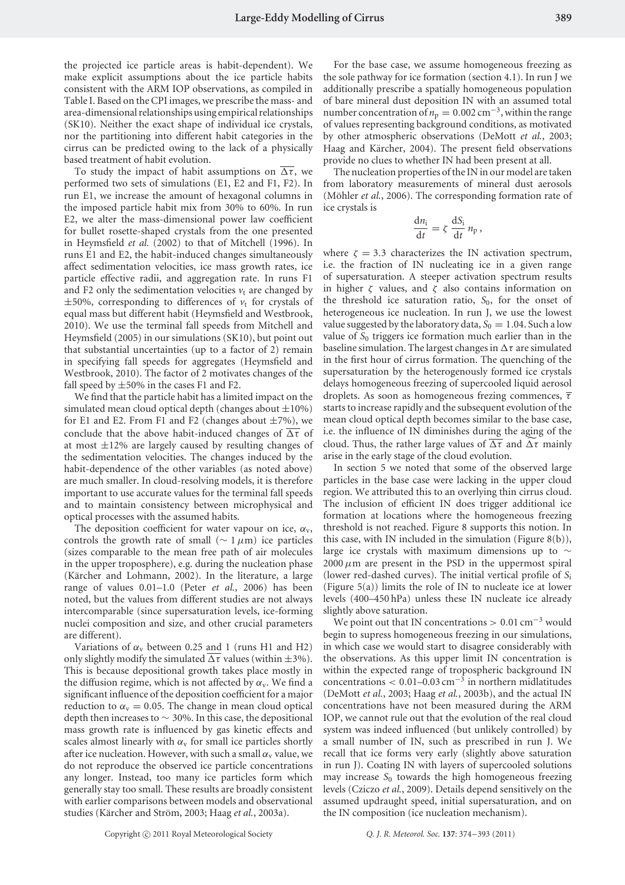the projected ice particle areas is habit-dependent). We make explicit assumptions about the ice particle habits consistent with the ARM IOP observations, as compiled in Table I. Based on the CPI images, we prescribe the mass- and area-dimensional relationships using empirical relationships (SK10). Neither the exact shape of individual ice crystals, nor the partitioning into different habit categories in the cirrus can be predicted owing to the lack of a physically based treatment of habit evolution.

To study the impact of habit assumptions on $\overline{\Delta\tau}$, we performed two sets of simulations (E1, E2 and F1, F2). In run E1, we increase the amount of hexagonal columns in the imposed particle habit mix from 30% to 60%. In run E2, we alter the mass-dimensional power law coefficient for bullet rosette-shaped crystals from the one presented in Heymsfield *et al.* (2002) to that of Mitchell (1996). In runs E1 and E2, the habit-induced changes simultaneously affect sedimentation velocities, ice mass growth rates, ice particle effective radii, and aggregation rate. In runs F1 and F2 only the sedimentation velocities $v_t$ are changed by $\pm 50\%$, corresponding to differences of $v_t$ for crystals of equal mass but different habit (Heymsfield and Westbrook, 2010). We use the terminal fall speeds from Mitchell and Heymsfield (2005) in our simulations (SK10), but point out that substantial uncertainties (up to a factor of 2) remain in specifying fall speeds for aggregates (Heymsfield and Westbrook, 2010). The factor of 2 motivates changes of the fall speed by $\pm 50\%$ in the cases F1 and F2.

We find that the particle habit has a limited impact on the simulated mean cloud optical depth (changes about $\pm 10\%$) for E1 and E2. From F1 and F2 (changes about $\pm 7\%$), we conclude that the above habit-induced changes of $\overline{\Delta\tau}$ of at most $\pm 12\%$ are largely caused by resulting changes of the sedimentation velocities. The changes induced by the habit-dependence of the other variables (as noted above) are much smaller. In cloud-resolving models, it is therefore important to use accurate values for the terminal fall speeds and to maintain consistency between microphysical and optical processes with the assumed habits.

The deposition coefficient for water vapour on ice, $\alpha_v$, controls the growth rate of small ($\sim 1\,\mu$m) ice particles (sizes comparable to the mean free path of air molecules in the upper troposphere), e.g. during the nucleation phase (Kärcher and Lohmann, 2002). In the literature, a large range of values 0.01–1.0 (Peter *et al.*, 2006) has been noted, but the values from different studies are not always intercomparable (since supersaturation levels, ice-forming nuclei composition and size, and other crucial parameters are different).

Variations of $\alpha_v$ between 0.25 and 1 (runs H1 and H2) only slightly modify the simulated $\overline{\Delta\tau}$ values (within $\pm 3\%$). This is because depositional growth takes place mostly in the diffusion regime, which is not affected by $\alpha_v$. We find a significant influence of the deposition coefficient for a major reduction to $\alpha_v = 0.05$. The change in mean cloud optical depth then increases to $\sim 30\%$. In this case, the depositional mass growth rate is influenced by gas kinetic effects and scales almost linearly with $\alpha_v$ for small ice particles shortly after ice nucleation. However, with such a small $\alpha_v$ value, we do not reproduce the observed ice particle concentrations any longer. Instead, too many ice particles form which generally stay too small. These results are broadly consistent with earlier comparisons between models and observational studies (Kärcher and Ström, 2003; Haag *et al.*, 2003a).

For the base case, we assume homogeneous freezing as the sole pathway for ice formation (section 4.1). In run J we additionally prescribe a spatially homogeneous population of bare mineral dust deposition IN with an assumed total number concentration of $n_p = 0.002\,\text{cm}^{-3}$, within the range of values representing background conditions, as motivated by other atmospheric observations (DeMott *et al.*, 2003; Haag and Kärcher, 2004). The present field observations provide no clues to whether IN had been present at all.

The nucleation properties of the IN in our model are taken from laboratory measurements of mineral dust aerosols (Möhler *et al.*, 2006). The corresponding formation rate of ice crystals is

$$\frac{dn_i}{dt} = \zeta\,\frac{dS_i}{dt}\,n_p\,,$$

where $\zeta = 3.3$ characterizes the IN activation spectrum, i.e. the fraction of IN nucleating ice in a given range of supersaturation. A steeper activation spectrum results in higher $\zeta$ values, and $\zeta$ also contains information on the threshold ice saturation ratio, $S_0$, for the onset of heterogeneous ice nucleation. In run J, we use the lowest value suggested by the laboratory data, $S_0 = 1.04$. Such a low value of $S_0$ triggers ice formation much earlier than in the baseline simulation. The largest changes in $\Delta\tau$ are simulated in the first hour of cirrus formation. The quenching of the supersaturation by the heterogenously formed ice crystals delays homogeneous freezing of supercooled liquid aerosol droplets. As soon as homogeneous frezing commences, $\overline{\tau}$ starts to increase rapidly and the subsequent evolution of the mean cloud optical depth becomes similar to the base case, i.e. the influence of IN diminishes during the aging of the cloud. Thus, the rather large values of $\overline{\Delta\tau}$ and $\widetilde{\Delta\tau}$ mainly arise in the early stage of the cloud evolution.

In section 5 we noted that some of the observed large particles in the base case were lacking in the upper cloud region. We attributed this to an overlying thin cirrus cloud. The inclusion of efficient IN does trigger additional ice formation at locations where the homogeneous freezing threshold is not reached. Figure 8 supports this notion. In this case, with IN included in the simulation (Figure 8(b)), large ice crystals with maximum dimensions up to $\sim 2000\,\mu$m are present in the PSD in the uppermost spiral (lower red-dashed curves). The initial vertical profile of $S_i$ (Figure 5(a)) limits the role of IN to nucleate ice at lower levels (400–450 hPa) unless these IN nucleate ice already slightly above saturation.

We point out that IN concentrations $> 0.01\,\text{cm}^{-3}$ would begin to supress homogeneous freezing in our simulations, in which case we would start to disagree considerably with the observations. As this upper limit IN concentration is within the expected range of tropospheric background IN concentrations $< 0.01$–$0.03\,\text{cm}^{-3}$ in northern midlatitudes (DeMott *et al.*, 2003; Haag *et al.*, 2003b), and the actual IN concentrations have not been measured during the ARM IOP, we cannot rule out that the evolution of the real cloud system was indeed influenced (but unlikely controlled) by a small number of IN, such as prescribed in run J. We recall that ice forms very early (slightly above saturation in run J). Coating IN with layers of supercooled solutions may increase $S_0$ towards the high homogeneous freezing levels (Cziczo *et al.*, 2009). Details depend sensitively on the assumed updraught speed, initial supersaturation, and on the IN composition (ice nucleation mechanism).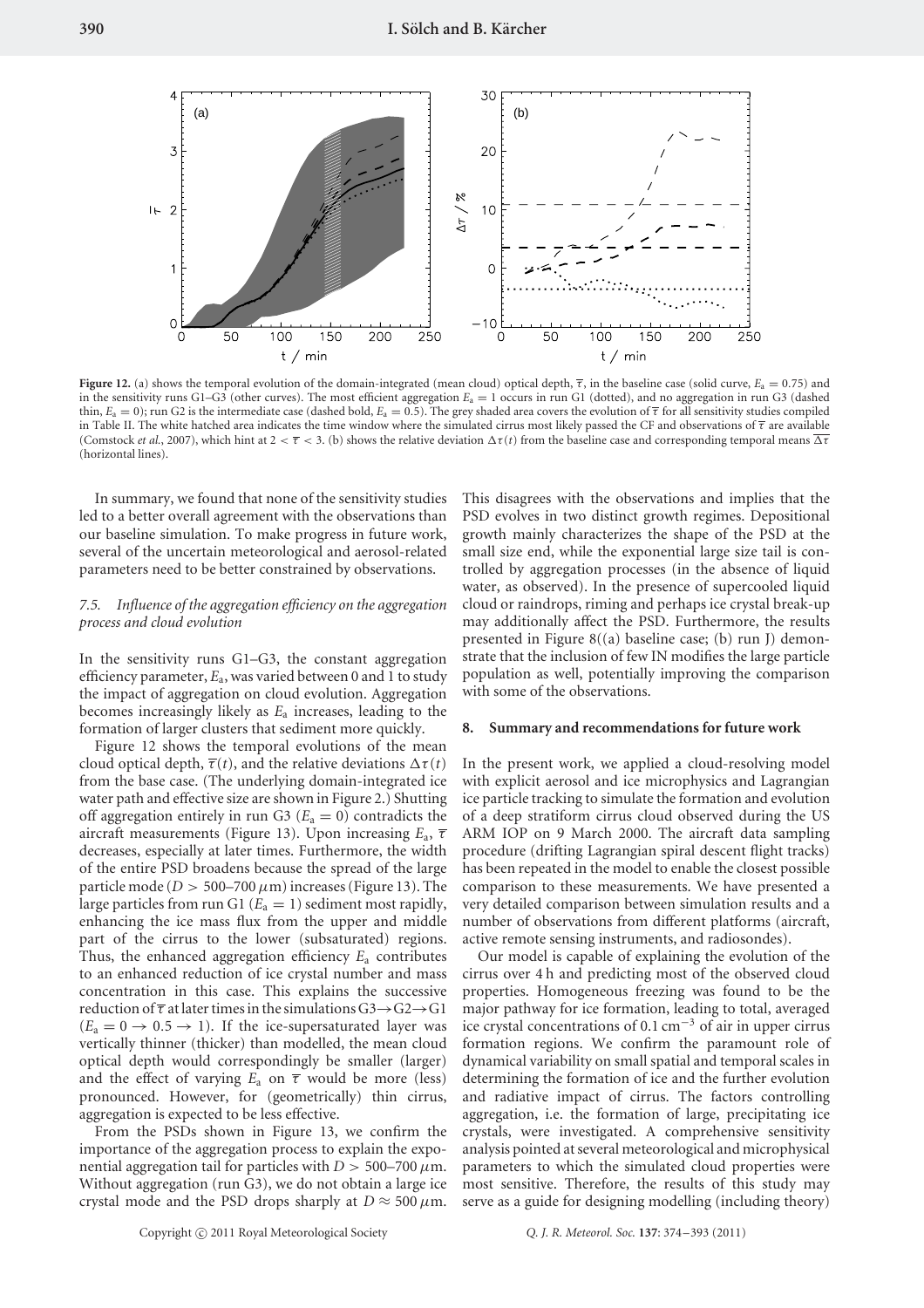**Figure 12.** (a) shows the temporal evolution of the domain-integrated (mean cloud) optical depth, $\overline{\tau}$, in the baseline case (solid curve, $E_a = 0.75$) and in the sensitivity runs G1–G3 (other curves). The most efficient aggregation $E_a = 1$ occurs in run G1 (dotted), and no aggregation in run G3 (dashed thin, $E_a = 0$); run G2 is the intermediate case (dashed bold, $E_a = 0.5$). The grey shaded area covers the evolution of $\overline{\tau}$ for all sensitivity studies compiled in Table II. The white hatched area indicates the time window where the simulated cirrus most likely passed the CF and observations of $\overline{\tau}$ are available (Comstock *et al.*, 2007), which hint at $2 < \overline{\tau} < 3$. (b) shows the relative deviation $\Delta\tau(t)$ from the baseline case and corresponding temporal means $\overline{\Delta\tau}$ (horizontal lines).

In summary, we found that none of the sensitivity studies led to a better overall agreement with the observations than our baseline simulation. To make progress in future work, several of the uncertain meteorological and aerosol-related parameters need to be better constrained by observations.

### 7.5. Influence of the aggregation efficiency on the aggregation process and cloud evolution

In the sensitivity runs G1–G3, the constant aggregation efficiency parameter, $E_a$, was varied between 0 and 1 to study the impact of aggregation on cloud evolution. Aggregation becomes increasingly likely as $E_a$ increases, leading to the formation of larger clusters that sediment more quickly.

Figure 12 shows the temporal evolutions of the mean cloud optical depth, $\overline{\tau}(t)$, and the relative deviations $\Delta\tau(t)$ from the base case. (The underlying domain-integrated ice water path and effective size are shown in Figure 2.) Shutting off aggregation entirely in run G3 ($E_a = 0$) contradicts the aircraft measurements (Figure 13). Upon increasing $E_a$, $\overline{\tau}$ decreases, especially at later times. Furthermore, the width of the entire PSD broadens because the spread of the large particle mode ($D > 500$–$700\,\mu$m) increases (Figure 13). The large particles from run G1 ($E_a = 1$) sediment most rapidly, enhancing the ice mass flux from the upper and middle part of the cirrus to the lower (subsaturated) regions. Thus, the enhanced aggregation efficiency $E_a$ contributes to an enhanced reduction of ice crystal number and mass concentration in this case. This explains the successive reduction of $\overline{\tau}$ at later times in the simulations G3→G2→G1 ($E_a = 0 \rightarrow 0.5 \rightarrow 1$). If the ice-supersaturated layer was vertically thinner (thicker) than modelled, the mean cloud optical depth would correspondingly be smaller (larger) and the effect of varying $E_a$ on $\overline{\tau}$ would be more (less) pronounced. However, for (geometrically) thin cirrus, aggregation is expected to be less effective.

From the PSDs shown in Figure 13, we confirm the importance of the aggregation process to explain the exponential aggregation tail for particles with $D > 500$–$700\,\mu$m. Without aggregation (run G3), we do not obtain a large ice crystal mode and the PSD drops sharply at $D \approx 500\,\mu$m. This disagrees with the observations and implies that the PSD evolves in two distinct growth regimes. Depositional growth mainly characterizes the shape of the PSD at the small size end, while the exponential large size tail is controlled by aggregation processes (in the absence of liquid water, as observed). In the presence of supercooled liquid cloud or raindrops, riming and perhaps ice crystal break-up may additionally affect the PSD. Furthermore, the results presented in Figure 8((a) baseline case; (b) run J) demonstrate that the inclusion of few IN modifies the large particle population as well, potentially improving the comparison with some of the observations.

## 8. Summary and recommendations for future work

In the present work, we applied a cloud-resolving model with explicit aerosol and ice microphysics and Lagrangian ice particle tracking to simulate the formation and evolution of a deep stratiform cirrus cloud observed during the US ARM IOP on 9 March 2000. The aircraft data sampling procedure (drifting Lagrangian spiral descent flight tracks) has been repeated in the model to enable the closest possible comparison to these measurements. We have presented a very detailed comparison between simulation results and a number of observations from different platforms (aircraft, active remote sensing instruments, and radiosondes).

Our model is capable of explaining the evolution of the cirrus over 4 h and predicting most of the observed cloud properties. Homogeneous freezing was found to be the major pathway for ice formation, leading to total, averaged ice crystal concentrations of $0.1\,\mathrm{cm}^{-3}$ of air in upper cirrus formation regions. We confirm the paramount role of dynamical variability on small spatial and temporal scales in determining the formation of ice and the further evolution and radiative impact of cirrus. The factors controlling aggregation, i.e. the formation of large, precipitating ice crystals, were investigated. A comprehensive sensitivity analysis pointed at several meteorological and microphysical parameters to which the simulated cloud properties were most sensitive. Therefore, the results of this study may serve as a guide for designing modelling (including theory)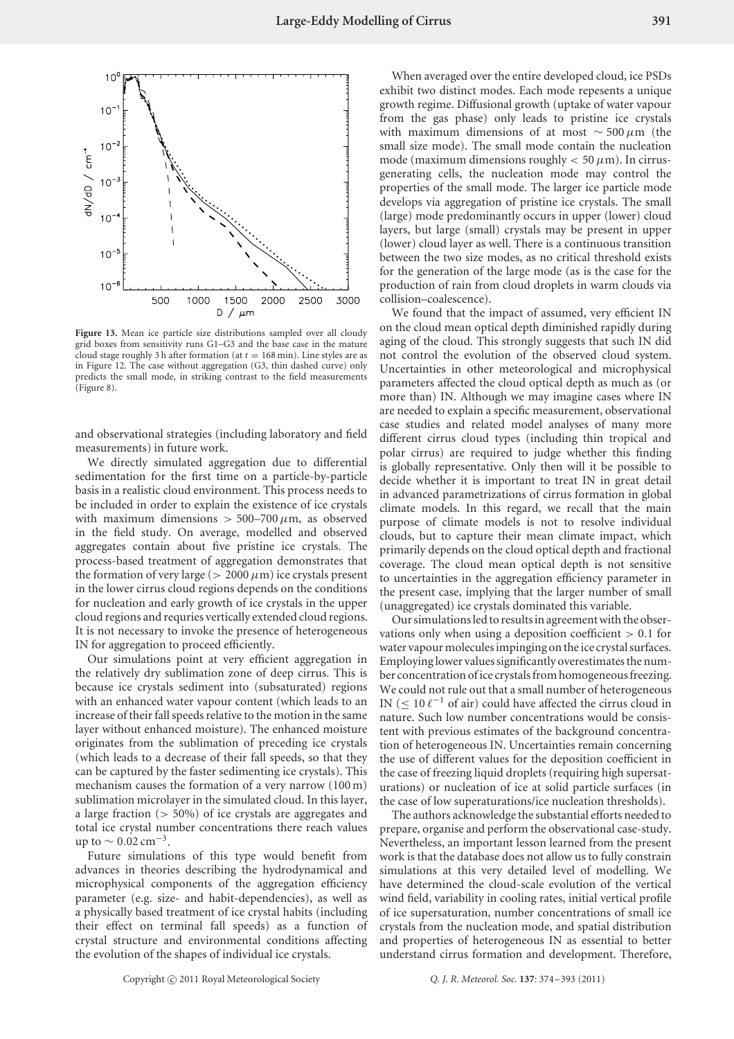**Figure 13.** Mean ice particle size distributions sampled over all cloudy grid boxes from sensitivity runs G1–G3 and the base case in the mature cloud stage roughly 3 h after formation (at $t = 168$ min). Line styles are as in Figure 12. The case without aggregation (G3, thin dashed curve) only predicts the small mode, in striking contrast to the field measurements (Figure 8).

and observational strategies (including laboratory and field measurements) in future work.

We directly simulated aggregation due to differential sedimentation for the first time on a particle-by-particle basis in a realistic cloud environment. This process needs to be included in order to explain the existence of ice crystals with maximum dimensions $> 500$–$700\,\mu$m, as observed in the field study. On average, modelled and observed aggregates contain about five pristine ice crystals. The process-based treatment of aggregation demonstrates that the formation of very large ($> 2000\,\mu$m) ice crystals present in the lower cirrus cloud regions depends on the conditions for nucleation and early growth of ice crystals in the upper cloud regions and requries vertically extended cloud regions. It is not necessary to invoke the presence of heterogeneous IN for aggregation to proceed efficiently.

Our simulations point at very efficient aggregation in the relatively dry sublimation zone of deep cirrus. This is because ice crystals sediment into (subsaturated) regions with an enhanced water vapour content (which leads to an increase of their fall speeds relative to the motion in the same layer without enhanced moisture). The enhanced moisture originates from the sublimation of preceding ice crystals (which leads to a decrease of their fall speeds, so that they can be captured by the faster sedimenting ice crystals). This mechanism causes the formation of a very narrow (100 m) sublimation microlayer in the simulated cloud. In this layer, a large fraction ($> 50\%$) of ice crystals are aggregates and total ice crystal number concentrations there reach values up to $\sim 0.02\,\mathrm{cm}^{-3}$.

Future simulations of this type would benefit from advances in theories describing the hydrodynamical and microphysical components of the aggregation efficiency parameter (e.g. size- and habit-dependencies), as well as a physically based treatment of ice crystal habits (including their effect on terminal fall speeds) as a function of crystal structure and environmental conditions affecting the evolution of the shapes of individual ice crystals.

When averaged over the entire developed cloud, ice PSDs exhibit two distinct modes. Each mode repesents a unique growth regime. Diffusional growth (uptake of water vapour from the gas phase) only leads to pristine ice crystals with maximum dimensions of at most $\sim 500\,\mu$m (the small size mode). The small mode contain the nucleation mode (maximum dimensions roughly $< 50\,\mu$m). In cirrus-generating cells, the nucleation mode may control the properties of the small mode. The larger ice particle mode develops via aggregation of pristine ice crystals. The small (large) mode predominantly occurs in upper (lower) cloud layers, but large (small) crystals may be present in upper (lower) cloud layer as well. There is a continuous transition between the two size modes, as no critical threshold exists for the generation of the large mode (as is the case for the production of rain from cloud droplets in warm clouds via collision–coalescence).

We found that the impact of assumed, very efficient IN on the cloud mean optical depth diminished rapidly during aging of the cloud. This strongly suggests that such IN did not control the evolution of the observed cloud system. Uncertainties in other meteorological and microphysical parameters affected the cloud optical depth as much as (or more than) IN. Although we may imagine cases where IN are needed to explain a specific measurement, observational case studies and related model analyses of many more different cirrus cloud types (including thin tropical and polar cirrus) are required to judge whether this finding is globally representative. Only then will it be possible to decide whether it is important to treat IN in great detail in advanced parametrizations of cirrus formation in global climate models. In this regard, we recall that the main purpose of climate models is not to resolve individual clouds, but to capture their mean climate impact, which primarily depends on the cloud optical depth and fractional coverage. The cloud mean optical depth is not sensitive to uncertainties in the aggregation efficiency parameter in the present case, implying that the larger number of small (unaggregated) ice crystals dominated this variable.

Our simulations led to results in agreement with the observations only when using a deposition coefficient $> 0.1$ for water vapour molecules impinging on the ice crystal surfaces. Employing lower values significantly overestimates the number concentration of ice crystals from homogeneous freezing. We could not rule out that a small number of heterogeneous IN ($\leq 10\,\ell^{-1}$ of air) could have affected the cirrus cloud in nature. Such low number concentrations would be consistent with previous estimates of the background concentration of heterogeneous IN. Uncertainties remain concerning the use of different values for the deposition coefficient in the case of freezing liquid droplets (requiring high supersaturations) or nucleation of ice at solid particle surfaces (in the case of low superaturations/ice nucleation thresholds).

The authors acknowledge the substantial efforts needed to prepare, organise and perform the observational case-study. Nevertheless, an important lesson learned from the present work is that the database does not allow us to fully constrain simulations at this very detailed level of modelling. We have determined the cloud-scale evolution of the vertical wind field, variability in cooling rates, initial vertical profile of ice supersaturation, number concentrations of small ice crystals from the nucleation mode, and spatial distribution and properties of heterogeneous IN as essential to better understand cirrus formation and development. Therefore,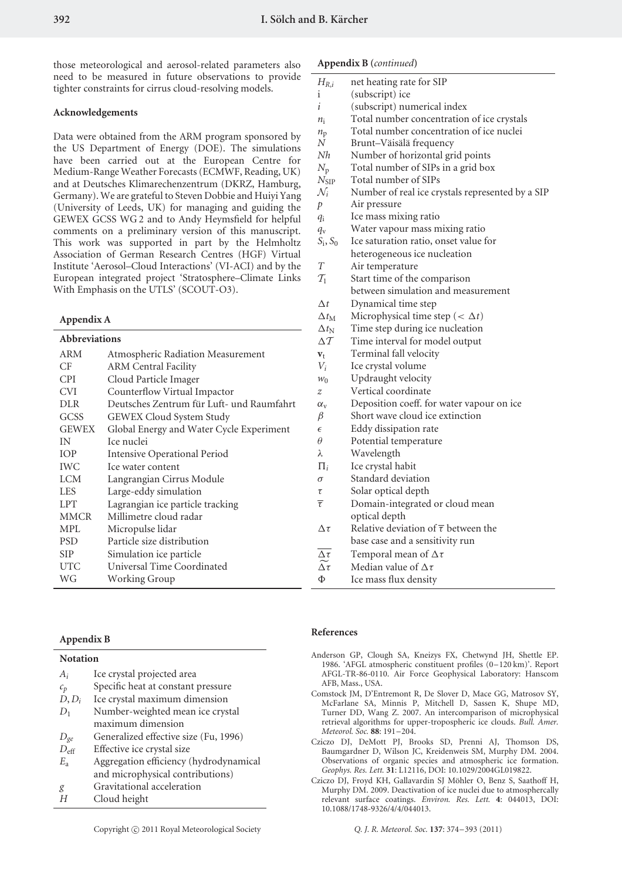those meteorological and aerosol-related parameters also need to be measured in future observations to provide tighter constraints for cirrus cloud-resolving models.

### Acknowledgements

Data were obtained from the ARM program sponsored by the US Department of Energy (DOE). The simulations have been carried out at the European Centre for Medium-Range Weather Forecasts (ECMWF, Reading, UK) and at Deutsches Klimarechenzentrum (DKRZ, Hamburg, Germany). We are grateful to Steven Dobbie and Huiyi Yang (University of Leeds, UK) for managing and guiding the GEWEX GCSS WG 2 and to Andy Heymsfield for helpful comments on a preliminary version of this manuscript. This work was supported in part by the Helmholtz Association of German Research Centres (HGF) Virtual Institute 'Aerosol–Cloud Interactions' (VI-ACI) and by the European integrated project 'Stratosphere–Climate Links With Emphasis on the UTLS' (SCOUT-O3).

### Appendix A

| Abbreviations | |
|---|---|
| ARM | Atmospheric Radiation Measurement |
| CF | ARM Central Facility |
| CPI | Cloud Particle Imager |
| CVI | Counterflow Virtual Impactor |
| DLR | Deutsches Zentrum für Luft- und Raumfahrt |
| GCSS | GEWEX Cloud System Study |
| GEWEX | Global Energy and Water Cycle Experiment |
| IN | Ice nuclei |
| IOP | Intensive Operational Period |
| IWC | Ice water content |
| LCM | Langrangian Cirrus Module |
| LES | Large-eddy simulation |
| LPT | Lagrangian ice particle tracking |
| MMCR | Millimetre cloud radar |
| MPL | Micropulse lidar |
| PSD | Particle size distribution |
| SIP | Simulation ice particle |
| UTC | Universal Time Coordinated |
| WG | Working Group |

### Appendix B

| Notation | |
|---|---|
| $A_i$ | Ice crystal projected area |
| $c_p$ | Specific heat at constant pressure |
| $D, D_i$ | Ice crystal maximum dimension |
| $D_1$ | Number-weighted mean ice crystal maximum dimension |
| $D_{ge}$ | Generalized effective size (Fu, 1996) |
| $D_{\rm eff}$ | Effective ice crystal size |
| $E_{\rm a}$ | Aggregation efficiency (hydrodynamical and microphysical contributions) |
| $g$ | Gravitational acceleration |
| $H$ | Cloud height |
| $H_{R,i}$ | net heating rate for SIP |
| i | (subscript) ice |
| $i$ | (subscript) numerical index |
| $n_{\rm i}$ | Total number concentration of ice crystals |
| $n_{\rm p}$ | Total number concentration of ice nuclei |
| $N$ | Brunt–Väisälä frequency |
| $Nh$ | Number of horizontal grid points |
| $N_{\rm p}$ | Total number of SIPs in a grid box |
| $N_{\rm SIP}$ | Total number of SIPs |
| $\mathcal{N}_i$ | Number of real ice crystals represented by a SIP |
| $p$ | Air pressure |
| $q_{\rm i}$ | Ice mass mixing ratio |
| $q_{\rm v}$ | Water vapour mass mixing ratio |
| $S_{\rm i}, S_0$ | Ice saturation ratio, onset value for heterogeneous ice nucleation |
| $T$ | Air temperature |
| $\mathcal{T}_1$ | Start time of the comparison between simulation and measurement |
| $\Delta t$ | Dynamical time step |
| $\Delta t_{\rm M}$ | Microphysical time step ($< \Delta t$) |
| $\Delta t_{\rm N}$ | Time step during ice nucleation |
| $\Delta \mathcal{T}$ | Time interval for model output |
| $\mathbf{v}_{\rm t}$ | Terminal fall velocity |
| $V_i$ | Ice crystal volume |
| $w_0$ | Updraught velocity |
| $z$ | Vertical coordinate |
| $\alpha_{\rm v}$ | Deposition coeff. for water vapour on ice |
| $\beta$ | Short wave cloud ice extinction |
| $\epsilon$ | Eddy dissipation rate |
| $\theta$ | Potential temperature |
| $\lambda$ | Wavelength |
| $\Pi_i$ | Ice crystal habit |
| $\sigma$ | Standard deviation |
| $\tau$ | Solar optical depth |
| $\overline{\tau}$ | Domain-integrated or cloud mean optical depth |
| $\Delta\tau$ | Relative deviation of $\overline{\tau}$ between the base case and a sensitivity run |
| $\overline{\Delta\tau}$ | Temporal mean of $\Delta\tau$ |
| $\widetilde{\Delta\tau}$ | Median value of $\Delta\tau$ |
| $\Phi$ | Ice mass flux density |

### References

Anderson GP, Clough SA, Kneizys FX, Chetwynd JH, Shettle EP. 1986. 'AFGL atmospheric constituent profiles (0–120 km)'. Report AFGL-TR-86-0110. Air Force Geophysical Laboratory: Hanscom AFB, Mass., USA.

Comstock JM, D'Entremont R, De Slover D, Mace GG, Matrosov SY, McFarlane SA, Minnis P, Mitchell D, Sassen K, Shupe MD, Turner DD, Wang Z. 2007. An intercomparison of microphysical retrieval algorithms for upper-tropospheric ice clouds. *Bull. Amer. Meteorol. Soc.* **88**: 191–204.

Cziczo DJ, DeMott PJ, Brooks SD, Prenni AJ, Thomson DS, Baumgardner D, Wilson JC, Kreidenweis SM, Murphy DM. 2004. Observations of organic species and atmospheric ice formation. *Geophys. Res. Lett.* **31**: L12116, DOI: 10.1029/2004GL019822.

Cziczo DJ, Froyd KH, Gallavardin SJ Möhler O, Benz S, Saathoff H, Murphy DM. 2009. Deactivation of ice nuclei due to atmosphercally relevant surface coatings. *Environ. Res. Lett.* **4**: 044013, DOI: 10.1088/1748-9326/4/4/044013.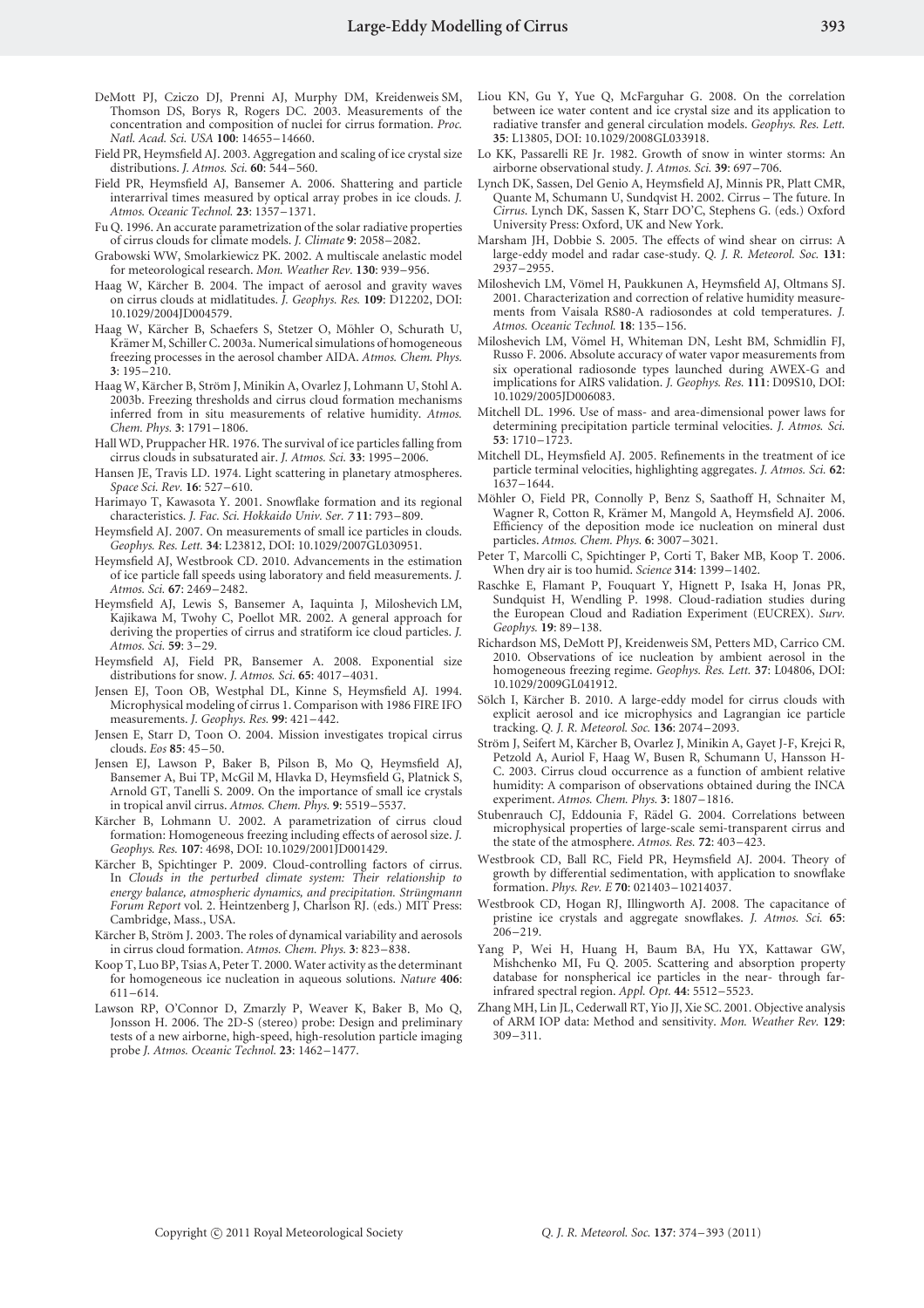DeMott PJ, Cziczo DJ, Prenni AJ, Murphy DM, Kreidenweis SM, Thomson DS, Borys R, Rogers DC. 2003. Measurements of the concentration and composition of nuclei for cirrus formation. *Proc. Natl. Acad. Sci. USA* **100**: 14655–14660.

Field PR, Heymsfield AJ. 2003. Aggregation and scaling of ice crystal size distributions. *J. Atmos. Sci.* **60**: 544–560.

Field PR, Heymsfield AJ, Bansemer A. 2006. Shattering and particle interarrival times measured by optical array probes in ice clouds. *J. Atmos. Oceanic Technol.* **23**: 1357–1371.

Fu Q. 1996. An accurate parametrization of the solar radiative properties of cirrus clouds for climate models. *J. Climate* **9**: 2058–2082.

Grabowski WW, Smolarkiewicz PK. 2002. A multiscale anelastic model for meteorological research. *Mon. Weather Rev.* **130**: 939–956.

Haag W, Kärcher B. 2004. The impact of aerosol and gravity waves on cirrus clouds at midlatitudes. *J. Geophys. Res.* **109**: D12202, DOI: 10.1029/2004JD004579.

Haag W, Kärcher B, Schaefers S, Stetzer O, Möhler O, Schurath U, Krämer M, Schiller C. 2003a. Numerical simulations of homogeneous freezing processes in the aerosol chamber AIDA. *Atmos. Chem. Phys.* **3**: 195–210.

Haag W, Kärcher B, Ström J, Minikin A, Ovarlez J, Lohmann U, Stohl A. 2003b. Freezing thresholds and cirrus cloud formation mechanisms inferred from in situ measurements of relative humidity. *Atmos. Chem. Phys.* **3**: 1791–1806.

Hall WD, Pruppacher HR. 1976. The survival of ice particles falling from cirrus clouds in subsaturated air. *J. Atmos. Sci.* **33**: 1995–2006.

Hansen JE, Travis LD. 1974. Light scattering in planetary atmospheres. *Space Sci. Rev.* **16**: 527–610.

Harimayo T, Kawasota Y. 2001. Snowflake formation and its regional characteristics. *J. Fac. Sci. Hokkaido Univ. Ser. 7* **11**: 793–809.

Heymsfield AJ. 2007. On measurements of small ice particles in clouds. *Geophys. Res. Lett.* **34**: L23812, DOI: 10.1029/2007GL030951.

Heymsfield AJ, Westbrook CD. 2010. Advancements in the estimation of ice particle fall speeds using laboratory and field measurements. *J. Atmos. Sci.* **67**: 2469–2482.

Heymsfield AJ, Lewis S, Bansemer A, Iaquinta J, Miloshevich LM, Kajikawa M, Twohy C, Poellot MR. 2002. A general approach for deriving the properties of cirrus and stratiform ice cloud particles. *J. Atmos. Sci.* **59**: 3–29.

Heymsfield AJ, Field PR, Bansemer A. 2008. Exponential size distributions for snow. *J. Atmos. Sci.* **65**: 4017–4031.

Jensen EJ, Toon OB, Westphal DL, Kinne S, Heymsfield AJ. 1994. Microphysical modeling of cirrus 1. Comparison with 1986 FIRE IFO measurements. *J. Geophys. Res.* **99**: 421–442.

Jensen E, Starr D, Toon O. 2004. Mission investigates tropical cirrus clouds. *Eos* **85**: 45–50.

Jensen EJ, Lawson P, Baker B, Pilson B, Mo Q, Heymsfield AJ, Bansemer A, Bui TP, McGil M, Hlavka D, Heymsfield G, Platnick S, Arnold GT, Tanelli S. 2009. On the importance of small ice crystals in tropical anvil cirrus. *Atmos. Chem. Phys.* **9**: 5519–5537.

Kärcher B, Lohmann U. 2002. A parametrization of cirrus cloud formation: Homogeneous freezing including effects of aerosol size. *J. Geophys. Res.* **107**: 4698, DOI: 10.1029/2001JD001429.

Kärcher B, Spichtinger P. 2009. Cloud-controlling factors of cirrus. In *Clouds in the perturbed climate system: Their relationship to energy balance, atmospheric dynamics, and precipitation. Strüngmann Forum Report* vol. 2. Heintzenberg J, Charlson RJ. (eds.) MIT Press: Cambridge, Mass., USA.

Kärcher B, Ström J. 2003. The roles of dynamical variability and aerosols in cirrus cloud formation. *Atmos. Chem. Phys.* **3**: 823–838.

Koop T, Luo BP, Tsias A, Peter T. 2000. Water activity as the determinant for homogeneous ice nucleation in aqueous solutions. *Nature* **406**: 611–614.

Lawson RP, O'Connor D, Zmarzly P, Weaver K, Baker B, Mo Q, Jonsson H. 2006. The 2D-S (stereo) probe: Design and preliminary tests of a new airborne, high-speed, high-resolution particle imaging probe *J. Atmos. Oceanic Technol.* **23**: 1462–1477.

Liou KN, Gu Y, Yue Q, McFarguhar G. 2008. On the correlation between ice water content and ice crystal size and its application to radiative transfer and general circulation models. *Geophys. Res. Lett.* **35**: L13805, DOI: 10.1029/2008GL033918.

Lo KK, Passarelli RE Jr. 1982. Growth of snow in winter storms: An airborne observational study. *J. Atmos. Sci.* **39**: 697–706.

Lynch DK, Sassen, Del Genio A, Heymsfield AJ, Minnis PR, Platt CMR, Quante M, Schumann U, Sundqvist H. 2002. Cirrus – The future. In *Cirrus*. Lynch DK, Sassen K, Starr DO'C, Stephens G. (eds.) Oxford University Press: Oxford, UK and New York.

Marsham JH, Dobbie S. 2005. The effects of wind shear on cirrus: A large-eddy model and radar case-study. *Q. J. R. Meteorol. Soc.* **131**: 2937–2955.

Miloshevich LM, Vömel H, Paukkunen A, Heymsfield AJ, Oltmans SJ. 2001. Characterization and correction of relative humidity measurements from Vaisala RS80-A radiosondes at cold temperatures. *J. Atmos. Oceanic Technol.* **18**: 135–156.

Miloshevich LM, Vömel H, Whiteman DN, Lesht BM, Schmidlin FJ, Russo F. 2006. Absolute accuracy of water vapor measurements from six operational radiosonde types launched during AWEX-G and implications for AIRS validation. *J. Geophys. Res.* **111**: D09S10, DOI: 10.1029/2005JD006083.

Mitchell DL. 1996. Use of mass- and area-dimensional power laws for determining precipitation particle terminal velocities. *J. Atmos. Sci.* **53**: 1710–1723.

Mitchell DL, Heymsfield AJ. 2005. Refinements in the treatment of ice particle terminal velocities, highlighting aggregates. *J. Atmos. Sci.* **62**: 1637–1644.

Möhler O, Field PR, Connolly P, Benz S, Saathoff H, Schnaiter M, Wagner R, Cotton R, Krämer M, Mangold A, Heymsfield AJ. 2006. Efficiency of the deposition mode ice nucleation on mineral dust particles. *Atmos. Chem. Phys.* **6**: 3007–3021.

Peter T, Marcolli C, Spichtinger P, Corti T, Baker MB, Koop T. 2006. When dry air is too humid. *Science* **314**: 1399–1402.

Raschke E, Flamant P, Fouquart Y, Hignett P, Isaka H, Jonas PR, Sundquist H, Wendling P. 1998. Cloud-radiation studies during the European Cloud and Radiation Experiment (EUCREX). *Surv. Geophys.* **19**: 89–138.

Richardson MS, DeMott PJ, Kreidenweis SM, Petters MD, Carrico CM. 2010. Observations of ice nucleation by ambient aerosol in the homogeneous freezing regime. *Geophys. Res. Lett.* **37**: L04806, DOI: 10.1029/2009GL041912.

Sölch I, Kärcher B. 2010. A large-eddy model for cirrus clouds with explicit aerosol and ice microphysics and Lagrangian ice particle tracking. *Q. J. R. Meteorol. Soc.* **136**: 2074–2093.

Ström J, Seifert M, Kärcher B, Ovarlez J, Minikin A, Gayet J-F, Krejci R, Petzold A, Auriol F, Haag W, Busen R, Schumann U, Hansson H-C. 2003. Cirrus cloud occurrence as a function of ambient relative humidity: A comparison of observations obtained during the INCA experiment. *Atmos. Chem. Phys.* **3**: 1807–1816.

Stubenrauch CJ, Eddounia F, Rädel G. 2004. Correlations between microphysical properties of large-scale semi-transparent cirrus and the state of the atmosphere. *Atmos. Res.* **72**: 403–423.

Westbrook CD, Ball RC, Field PR, Heymsfield AJ. 2004. Theory of growth by differential sedimentation, with application to snowflake formation. *Phys. Rev. E* **70**: 021403–10214037.

Westbrook CD, Hogan RJ, Illingworth AJ. 2008. The capacitance of pristine ice crystals and aggregate snowflakes. *J. Atmos. Sci.* **65**: 206–219.

Yang P, Wei H, Huang H, Baum BA, Hu YX, Kattawar GW, Mishchenko MI, Fu Q. 2005. Scattering and absorption property database for nonspherical ice particles in the near- through far-infrared spectral region. *Appl. Opt.* **44**: 5512–5523.

Zhang MH, Lin JL, Cederwall RT, Yio JJ, Xie SC. 2001. Objective analysis of ARM IOP data: Method and sensitivity. *Mon. Weather Rev.* **129**: 309–311.